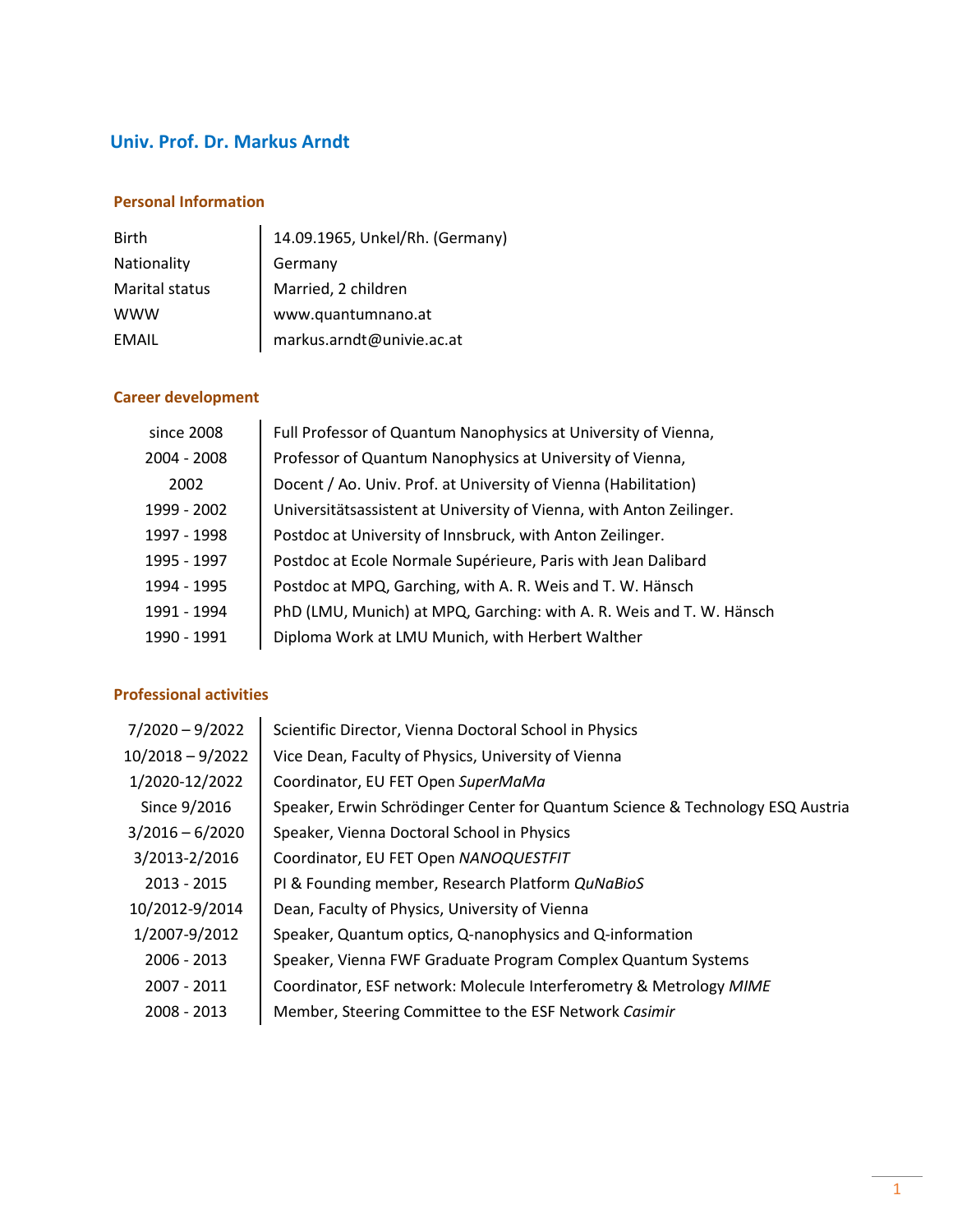# Univ. Prof. Dr. Markus Arndt

## Personal Information

| | |
|---|---|
| Birth | 14.09.1965, Unkel/Rh. (Germany) |
| Nationality | Germany |
| Marital status | Married, 2 children |
| WWW | www.quantumnano.at |
| EMAIL | markus.arndt@univie.ac.at |

## Career development

| | |
|---|---|
| since 2008 | Full Professor of Quantum Nanophysics at University of Vienna, |
| 2004 - 2008 | Professor of Quantum Nanophysics at University of Vienna, |
| 2002 | Docent / Ao. Univ. Prof. at University of Vienna (Habilitation) |
| 1999 - 2002 | Universitätsassistent at University of Vienna, with Anton Zeilinger. |
| 1997 - 1998 | Postdoc at University of Innsbruck, with Anton Zeilinger. |
| 1995 - 1997 | Postdoc at Ecole Normale Supérieure, Paris with Jean Dalibard |
| 1994 - 1995 | Postdoc at MPQ, Garching, with A. R. Weis and T. W. Hänsch |
| 1991 - 1994 | PhD (LMU, Munich) at MPQ, Garching: with A. R. Weis and T. W. Hänsch |
| 1990 - 1991 | Diploma Work at LMU Munich, with Herbert Walther |

## Professional activities

| | |
|---|---|
| 7/2020 – 9/2022 | Scientific Director, Vienna Doctoral School in Physics |
| 10/2018 – 9/2022 | Vice Dean, Faculty of Physics, University of Vienna |
| 1/2020-12/2022 | Coordinator, EU FET Open *SuperMaMa* |
| Since 9/2016 | Speaker, Erwin Schrödinger Center for Quantum Science & Technology ESQ Austria |
| 3/2016 – 6/2020 | Speaker, Vienna Doctoral School in Physics |
| 3/2013-2/2016 | Coordinator, EU FET Open *NANOQUESTFIT* |
| 2013 - 2015 | PI & Founding member, Research Platform *QuNaBioS* |
| 10/2012-9/2014 | Dean, Faculty of Physics, University of Vienna |
| 1/2007-9/2012 | Speaker, Quantum optics, Q-nanophysics and Q-information |
| 2006 - 2013 | Speaker, Vienna FWF Graduate Program Complex Quantum Systems |
| 2007 - 2011 | Coordinator, ESF network: Molecule Interferometry & Metrology *MIME* |
| 2008 - 2013 | Member, Steering Committee to the ESF Network *Casimir* |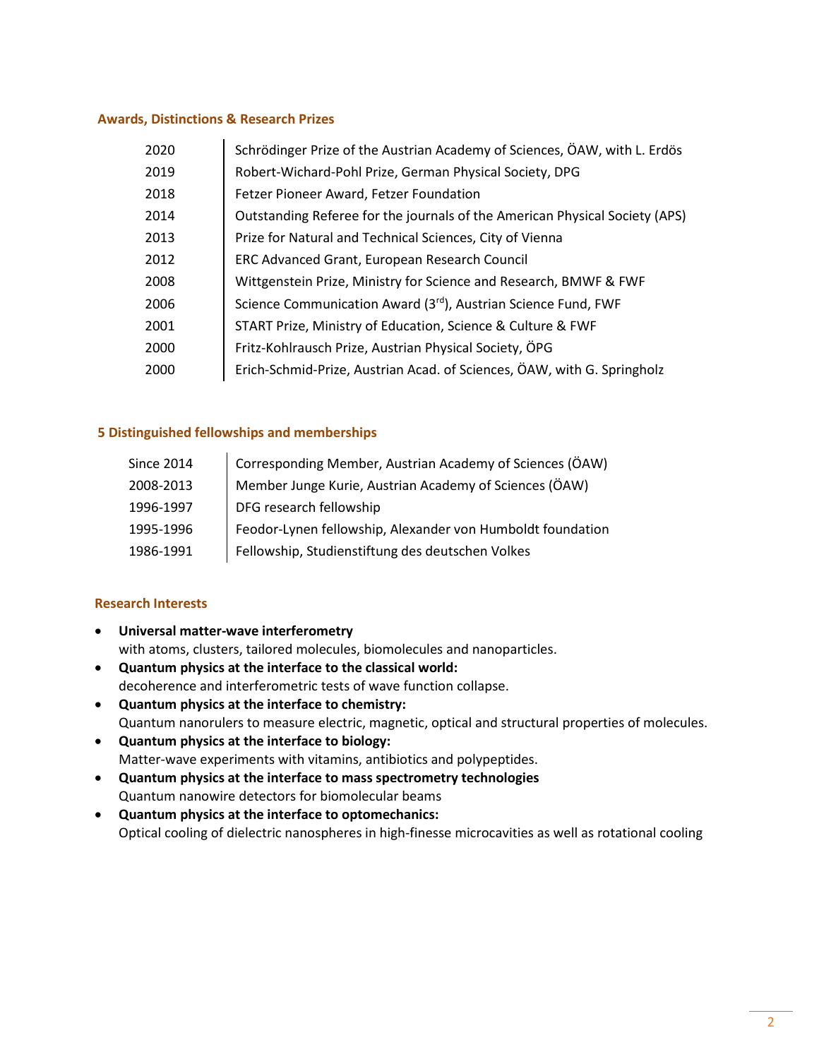### Awards, Distinctions & Research Prizes

| | |
|---|---|
| 2020 | Schrödinger Prize of the Austrian Academy of Sciences, ÖAW, with L. Erdös |
| 2019 | Robert-Wichard-Pohl Prize, German Physical Society, DPG |
| 2018 | Fetzer Pioneer Award, Fetzer Foundation |
| 2014 | Outstanding Referee for the journals of the American Physical Society (APS) |
| 2013 | Prize for Natural and Technical Sciences, City of Vienna |
| 2012 | ERC Advanced Grant, European Research Council |
| 2008 | Wittgenstein Prize, Ministry for Science and Research, BMWF & FWF |
| 2006 | Science Communication Award (3rd), Austrian Science Fund, FWF |
| 2001 | START Prize, Ministry of Education, Science & Culture & FWF |
| 2000 | Fritz-Kohlrausch Prize, Austrian Physical Society, ÖPG |
| 2000 | Erich-Schmid-Prize, Austrian Acad. of Sciences, ÖAW, with G. Springholz |

### 5 Distinguished fellowships and memberships

| | |
|---|---|
| Since 2014 | Corresponding Member, Austrian Academy of Sciences (ÖAW) |
| 2008-2013 | Member Junge Kurie, Austrian Academy of Sciences (ÖAW) |
| 1996-1997 | DFG research fellowship |
| 1995-1996 | Feodor-Lynen fellowship, Alexander von Humboldt foundation |
| 1986-1991 | Fellowship, Studienstiftung des deutschen Volkes |

### Research Interests

- **Universal matter-wave interferometry**
  with atoms, clusters, tailored molecules, biomolecules and nanoparticles.
- **Quantum physics at the interface to the classical world:**
  decoherence and interferometric tests of wave function collapse.
- **Quantum physics at the interface to chemistry:**
  Quantum nanorulers to measure electric, magnetic, optical and structural properties of molecules.
- **Quantum physics at the interface to biology:**
  Matter-wave experiments with vitamins, antibiotics and polypeptides.
- **Quantum physics at the interface to mass spectrometry technologies**
  Quantum nanowire detectors for biomolecular beams
- **Quantum physics at the interface to optomechanics:**
  Optical cooling of dielectric nanospheres in high-finesse microcavities as well as rotational cooling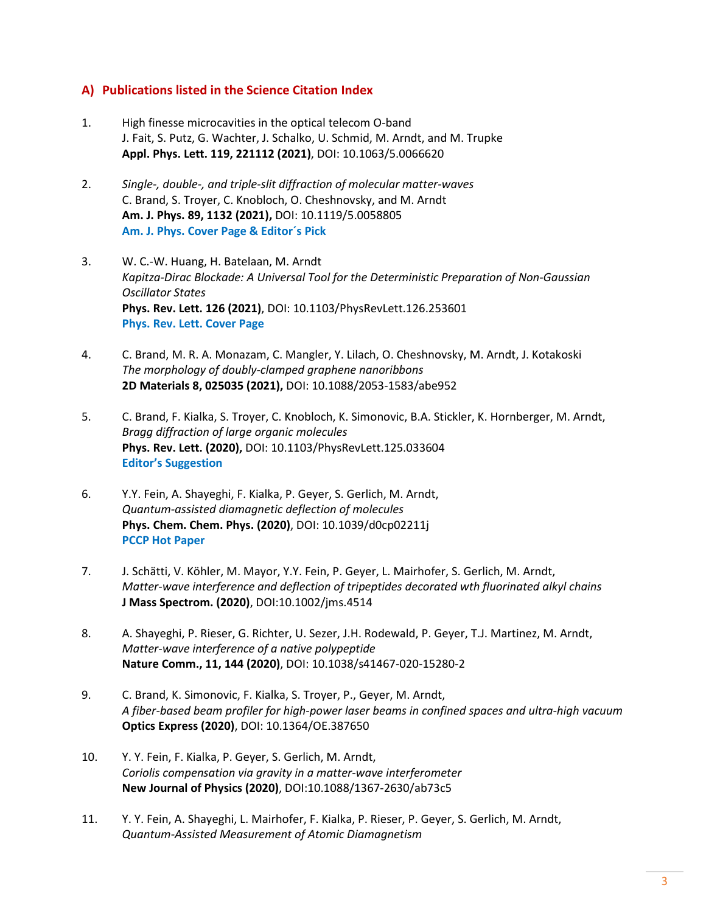## A) Publications listed in the Science Citation Index

1. High finesse microcavities in the optical telecom O-band
   J. Fait, S. Putz, G. Wachter, J. Schalko, U. Schmid, M. Arndt, and M. Trupke
   **Appl. Phys. Lett. 119, 221112 (2021)**, DOI: 10.1063/5.0066620

2. *Single-, double-, and triple-slit diffraction of molecular matter-waves*
   C. Brand, S. Troyer, C. Knobloch, O. Cheshnovsky, and M. Arndt
   **Am. J. Phys. 89, 1132 (2021),** DOI: 10.1119/5.0058805
   **Am. J. Phys. Cover Page & Editor´s Pick**

3. W. C.-W. Huang, H. Batelaan, M. Arndt
   *Kapitza-Dirac Blockade: A Universal Tool for the Deterministic Preparation of Non-Gaussian Oscillator States*
   **Phys. Rev. Lett. 126 (2021)**, DOI: 10.1103/PhysRevLett.126.253601
   **Phys. Rev. Lett. Cover Page**

4. C. Brand, M. R. A. Monazam, C. Mangler, Y. Lilach, O. Cheshnovsky, M. Arndt, J. Kotakoski
   *The morphology of doubly-clamped graphene nanoribbons*
   **2D Materials 8, 025035 (2021),** DOI: 10.1088/2053-1583/abe952

5. C. Brand, F. Kialka, S. Troyer, C. Knobloch, K. Simonovic, B.A. Stickler, K. Hornberger, M. Arndt,
   *Bragg diffraction of large organic molecules*
   **Phys. Rev. Lett. (2020),** DOI: 10.1103/PhysRevLett.125.033604
   **Editor's Suggestion**

6. Y.Y. Fein, A. Shayeghi, F. Kialka, P. Geyer, S. Gerlich, M. Arndt,
   *Quantum-assisted diamagnetic deflection of molecules*
   **Phys. Chem. Chem. Phys. (2020)**, DOI: 10.1039/d0cp02211j
   **PCCP Hot Paper**

7. J. Schätti, V. Köhler, M. Mayor, Y.Y. Fein, P. Geyer, L. Mairhofer, S. Gerlich, M. Arndt,
   *Matter-wave interference and deflection of tripeptides decorated wth fluorinated alkyl chains*
   **J Mass Spectrom. (2020)**, DOI:10.1002/jms.4514

8. A. Shayeghi, P. Rieser, G. Richter, U. Sezer, J.H. Rodewald, P. Geyer, T.J. Martinez, M. Arndt,
   *Matter-wave interference of a native polypeptide*
   **Nature Comm., 11, 144 (2020)**, DOI: 10.1038/s41467-020-15280-2

9. C. Brand, K. Simonovic, F. Kialka, S. Troyer, P., Geyer, M. Arndt,
   *A fiber-based beam profiler for high-power laser beams in confined spaces and ultra-high vacuum*
   **Optics Express (2020)**, DOI: 10.1364/OE.387650

10. Y. Y. Fein, F. Kialka, P. Geyer, S. Gerlich, M. Arndt,
    *Coriolis compensation via gravity in a matter-wave interferometer*
    **New Journal of Physics (2020)**, DOI:10.1088/1367-2630/ab73c5

11. Y. Y. Fein, A. Shayeghi, L. Mairhofer, F. Kialka, P. Rieser, P. Geyer, S. Gerlich, M. Arndt,
    *Quantum-Assisted Measurement of Atomic Diamagnetism*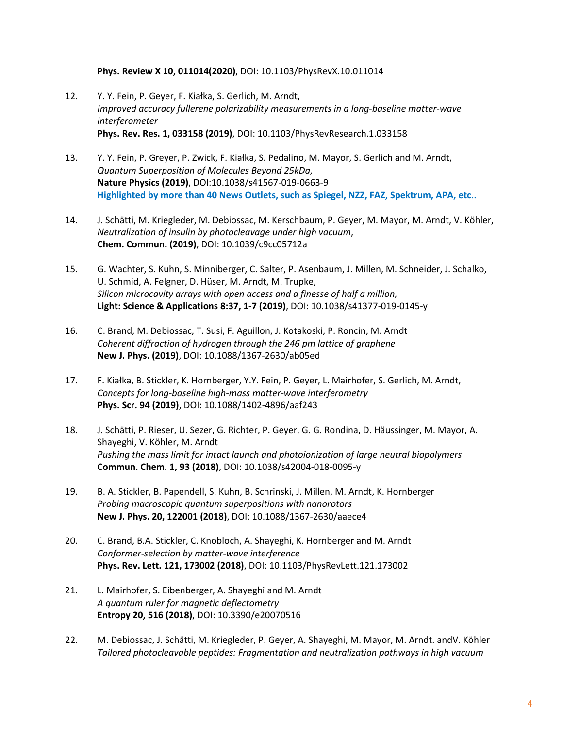**Phys. Review X 10, 011014(2020)**, DOI: 10.1103/PhysRevX.10.011014

12. Y. Y. Fein, P. Geyer, F. Kiałka, S. Gerlich, M. Arndt,
    *Improved accuracy fullerene polarizability measurements in a long-baseline matter-wave interferometer*
    **Phys. Rev. Res. 1, 033158 (2019)**, DOI: 10.1103/PhysRevResearch.1.033158

13. Y. Y. Fein, P. Greyer, P. Zwick, F. Kiałka, S. Pedalino, M. Mayor, S. Gerlich and M. Arndt,
    *Quantum Superposition of Molecules Beyond 25kDa,*
    **Nature Physics (2019)**, DOI:10.1038/s41567-019-0663-9
    **Highlighted by more than 40 News Outlets, such as Spiegel, NZZ, FAZ, Spektrum, APA, etc..**

14. J. Schätti, M. Kriegleder, M. Debiossac, M. Kerschbaum, P. Geyer, M. Mayor, M. Arndt, V. Köhler,
    *Neutralization of insulin by photocleavage under high vacuum*,
    **Chem. Commun. (2019)**, DOI: 10.1039/c9cc05712a

15. G. Wachter, S. Kuhn, S. Minniberger, C. Salter, P. Asenbaum, J. Millen, M. Schneider, J. Schalko, U. Schmid, A. Felgner, D. Hüser, M. Arndt, M. Trupke,
    *Silicon microcavity arrays with open access and a finesse of half a million,*
    **Light: Science & Applications 8:37, 1-7 (2019)**, DOI: 10.1038/s41377-019-0145-y

16. C. Brand, M. Debiossac, T. Susi, F. Aguillon, J. Kotakoski, P. Roncin, M. Arndt
    *Coherent diffraction of hydrogen through the 246 pm lattice of graphene*
    **New J. Phys. (2019)**, DOI: 10.1088/1367-2630/ab05ed

17. F. Kiałka, B. Stickler, K. Hornberger, Y.Y. Fein, P. Geyer, L. Mairhofer, S. Gerlich, M. Arndt,
    *Concepts for long-baseline high-mass matter-wave interferometry*
    **Phys. Scr. 94 (2019)**, DOI: 10.1088/1402-4896/aaf243

18. J. Schätti, P. Rieser, U. Sezer, G. Richter, P. Geyer, G. G. Rondina, D. Häussinger, M. Mayor, A. Shayeghi, V. Köhler, M. Arndt
    *Pushing the mass limit for intact launch and photoionization of large neutral biopolymers*
    **Commun. Chem. 1, 93 (2018)**, DOI: 10.1038/s42004-018-0095-y

19. B. A. Stickler, B. Papendell, S. Kuhn, B. Schrinski, J. Millen, M. Arndt, K. Hornberger
    *Probing macroscopic quantum superpositions with nanorotors*
    **New J. Phys. 20, 122001 (2018)**, DOI: 10.1088/1367-2630/aaece4

20. C. Brand, B.A. Stickler, C. Knobloch, A. Shayeghi, K. Hornberger and M. Arndt
    *Conformer-selection by matter-wave interference*
    **Phys. Rev. Lett. 121, 173002 (2018)**, DOI: 10.1103/PhysRevLett.121.173002

21. L. Mairhofer, S. Eibenberger, A. Shayeghi and M. Arndt
    *A quantum ruler for magnetic deflectometry*
    **Entropy 20, 516 (2018)**, DOI: 10.3390/e20070516

22. M. Debiossac, J. Schätti, M. Kriegleder, P. Geyer, A. Shayeghi, M. Mayor, M. Arndt. andV. Köhler
    *Tailored photocleavable peptides: Fragmentation and neutralization pathways in high vacuum*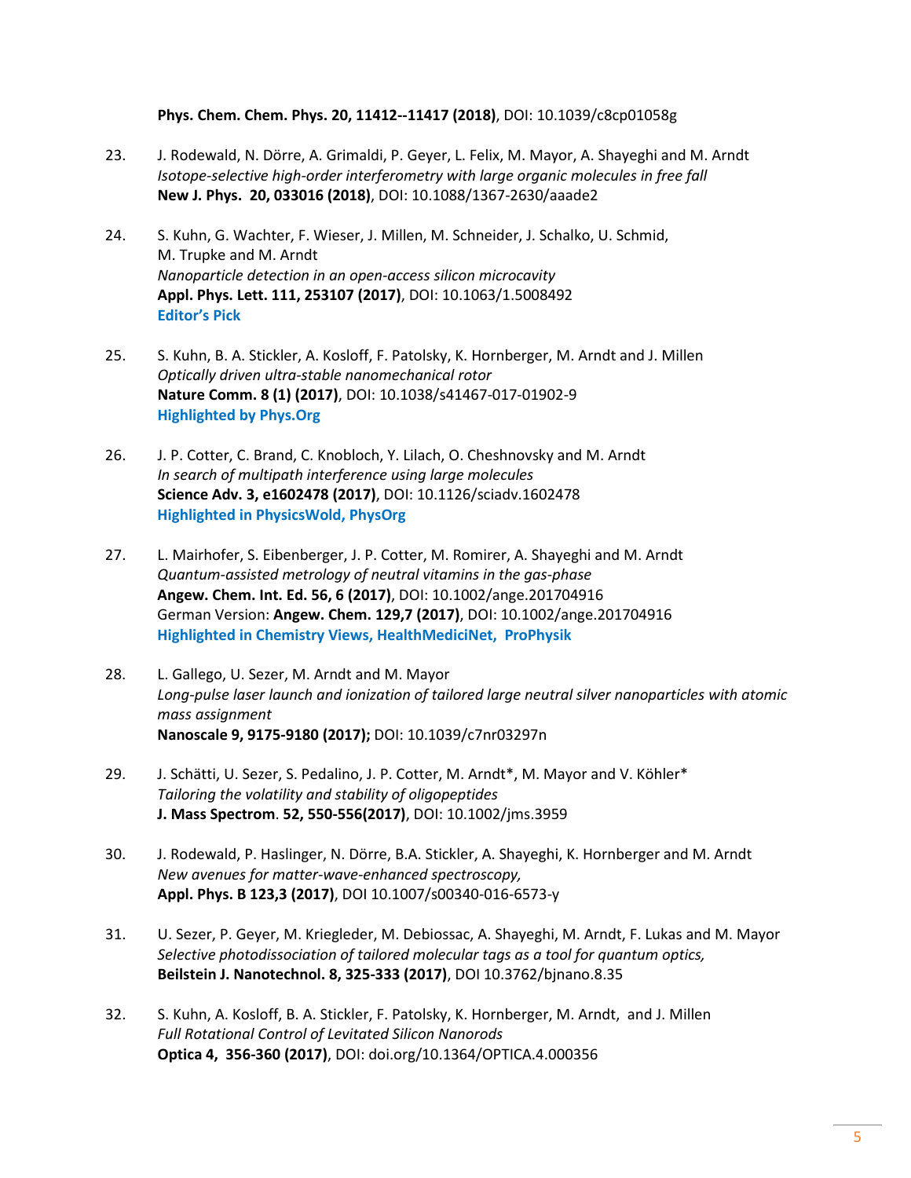**Phys. Chem. Chem. Phys. 20, 11412--11417 (2018)**, DOI: 10.1039/c8cp01058g

23. J. Rodewald, N. Dörre, A. Grimaldi, P. Geyer, L. Felix, M. Mayor, A. Shayeghi and M. Arndt
*Isotope-selective high-order interferometry with large organic molecules in free fall*
**New J. Phys. 20, 033016 (2018)**, DOI: 10.1088/1367-2630/aaade2

24. S. Kuhn, G. Wachter, F. Wieser, J. Millen, M. Schneider, J. Schalko, U. Schmid, M. Trupke and M. Arndt
*Nanoparticle detection in an open-access silicon microcavity*
**Appl. Phys. Lett. 111, 253107 (2017)**, DOI: 10.1063/1.5008492
**Editor's Pick**

25. S. Kuhn, B. A. Stickler, A. Kosloff, F. Patolsky, K. Hornberger, M. Arndt and J. Millen
*Optically driven ultra-stable nanomechanical rotor*
**Nature Comm. 8 (1) (2017)**, DOI: 10.1038/s41467-017-01902-9
**Highlighted by Phys.Org**

26. J. P. Cotter, C. Brand, C. Knobloch, Y. Lilach, O. Cheshnovsky and M. Arndt
*In search of multipath interference using large molecules*
**Science Adv. 3, e1602478 (2017)**, DOI: 10.1126/sciadv.1602478
**Highlighted in PhysicsWold, PhysOrg**

27. L. Mairhofer, S. Eibenberger, J. P. Cotter, M. Romirer, A. Shayeghi and M. Arndt
*Quantum-assisted metrology of neutral vitamins in the gas-phase*
**Angew. Chem. Int. Ed. 56, 6 (2017)**, DOI: 10.1002/ange.201704916
German Version: **Angew. Chem. 129,7 (2017)**, DOI: 10.1002/ange.201704916
**Highlighted in Chemistry Views, HealthMediciNet, ProPhysik**

28. L. Gallego, U. Sezer, M. Arndt and M. Mayor
*Long-pulse laser launch and ionization of tailored large neutral silver nanoparticles with atomic mass assignment*
**Nanoscale 9, 9175-9180 (2017);** DOI: 10.1039/c7nr03297n

29. J. Schätti, U. Sezer, S. Pedalino, J. P. Cotter, M. Arndt*, M. Mayor and V. Köhler*
*Tailoring the volatility and stability of oligopeptides*
**J. Mass Spectrom. 52, 550-556(2017)**, DOI: 10.1002/jms.3959

30. J. Rodewald, P. Haslinger, N. Dörre, B.A. Stickler, A. Shayeghi, K. Hornberger and M. Arndt
*New avenues for matter-wave-enhanced spectroscopy,*
**Appl. Phys. B 123,3 (2017)**, DOI 10.1007/s00340-016-6573-y

31. U. Sezer, P. Geyer, M. Kriegleder, M. Debiossac, A. Shayeghi, M. Arndt, F. Lukas and M. Mayor
*Selective photodissociation of tailored molecular tags as a tool for quantum optics,*
**Beilstein J. Nanotechnol. 8, 325-333 (2017)**, DOI 10.3762/bjnano.8.35

32. S. Kuhn, A. Kosloff, B. A. Stickler, F. Patolsky, K. Hornberger, M. Arndt, and J. Millen
*Full Rotational Control of Levitated Silicon Nanorods*
**Optica 4, 356-360 (2017)**, DOI: doi.org/10.1364/OPTICA.4.000356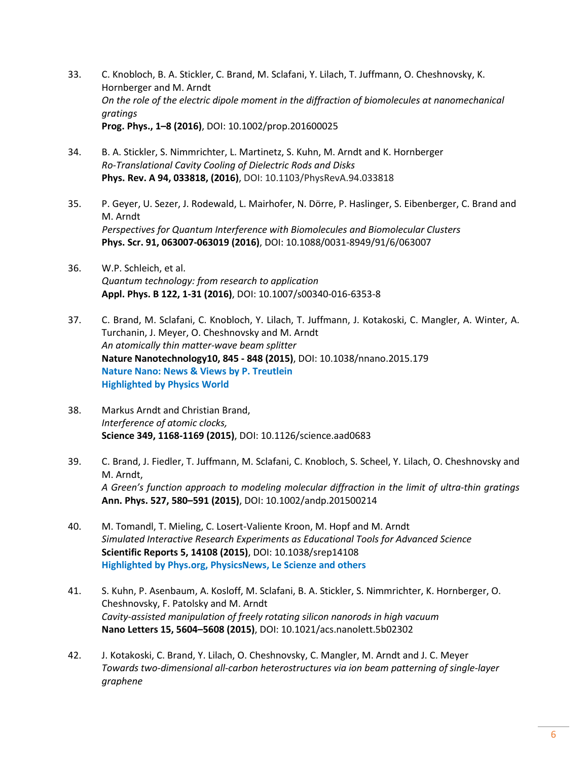33. C. Knobloch, B. A. Stickler, C. Brand, M. Sclafani, Y. Lilach, T. Juffmann, O. Cheshnovsky, K. Hornberger and M. Arndt
*On the role of the electric dipole moment in the diffraction of biomolecules at nanomechanical gratings*
**Prog. Phys., 1–8 (2016)**, DOI: 10.1002/prop.201600025

34. B. A. Stickler, S. Nimmrichter, L. Martinetz, S. Kuhn, M. Arndt and K. Hornberger
*Ro-Translational Cavity Cooling of Dielectric Rods and Disks*
**Phys. Rev. A 94, 033818, (2016)**, DOI: 10.1103/PhysRevA.94.033818

35. P. Geyer, U. Sezer, J. Rodewald, L. Mairhofer, N. Dörre, P. Haslinger, S. Eibenberger, C. Brand and M. Arndt
*Perspectives for Quantum Interference with Biomolecules and Biomolecular Clusters*
**Phys. Scr. 91, 063007-063019 (2016)**, DOI: 10.1088/0031-8949/91/6/063007

36. W.P. Schleich, et al.
*Quantum technology: from research to application*
**Appl. Phys. B 122, 1-31 (2016)**, DOI: 10.1007/s00340-016-6353-8

37. C. Brand, M. Sclafani, C. Knobloch, Y. Lilach, T. Juffmann, J. Kotakoski, C. Mangler, A. Winter, A. Turchanin, J. Meyer, O. Cheshnovsky and M. Arndt
*An atomically thin matter-wave beam splitter*
**Nature Nanotechnology10, 845 - 848 (2015)**, DOI: 10.1038/nnano.2015.179
**Nature Nano: News & Views by P. Treutlein**
**Highlighted by Physics World**

38. Markus Arndt and Christian Brand,
*Interference of atomic clocks,*
**Science 349, 1168-1169 (2015)**, DOI: 10.1126/science.aad0683

39. C. Brand, J. Fiedler, T. Juffmann, M. Sclafani, C. Knobloch, S. Scheel, Y. Lilach, O. Cheshnovsky and M. Arndt,
*A Green's function approach to modeling molecular diffraction in the limit of ultra-thin gratings*
**Ann. Phys. 527, 580–591 (2015)**, DOI: 10.1002/andp.201500214

40. M. Tomandl, T. Mieling, C. Losert-Valiente Kroon, M. Hopf and M. Arndt
*Simulated Interactive Research Experiments as Educational Tools for Advanced Science*
**Scientific Reports 5, 14108 (2015)**, DOI: 10.1038/srep14108
**Highlighted by Phys.org, PhysicsNews, Le Scienze and others**

41. S. Kuhn, P. Asenbaum, A. Kosloff, M. Sclafani, B. A. Stickler, S. Nimmrichter, K. Hornberger, O. Cheshnovsky, F. Patolsky and M. Arndt
*Cavity-assisted manipulation of freely rotating silicon nanorods in high vacuum*
**Nano Letters 15, 5604–5608 (2015)**, DOI: 10.1021/acs.nanolett.5b02302

42. J. Kotakoski, C. Brand, Y. Lilach, O. Cheshnovsky, C. Mangler, M. Arndt and J. C. Meyer
*Towards two-dimensional all-carbon heterostructures via ion beam patterning of single-layer graphene*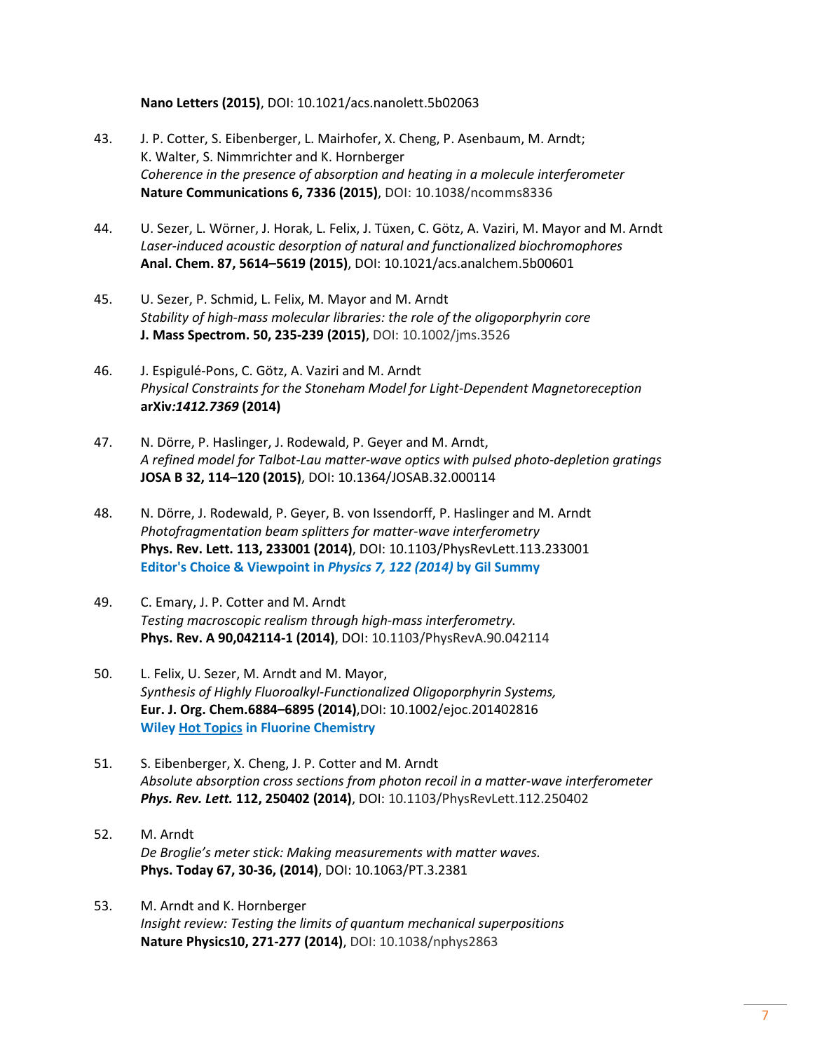**Nano Letters (2015)**, DOI: 10.1021/acs.nanolett.5b02063

43. J. P. Cotter, S. Eibenberger, L. Mairhofer, X. Cheng, P. Asenbaum, M. Arndt; K. Walter, S. Nimmrichter and K. Hornberger
*Coherence in the presence of absorption and heating in a molecule interferometer*
**Nature Communications 6, 7336 (2015)**, DOI: 10.1038/ncomms8336

44. U. Sezer, L. Wörner, J. Horak, L. Felix, J. Tüxen, C. Götz, A. Vaziri, M. Mayor and M. Arndt
*Laser-induced acoustic desorption of natural and functionalized biochromophores*
**Anal. Chem. 87, 5614–5619 (2015)**, DOI: 10.1021/acs.analchem.5b00601

45. U. Sezer, P. Schmid, L. Felix, M. Mayor and M. Arndt
*Stability of high-mass molecular libraries: the role of the oligoporphyrin core*
**J. Mass Spectrom. 50, 235-239 (2015)**, DOI: 10.1002/jms.3526

46. J. Espigulé-Pons, C. Götz, A. Vaziri and M. Arndt
*Physical Constraints for the Stoneham Model for Light-Dependent Magnetoreception*
**arXiv*:1412.7369* (2014)**

47. N. Dörre, P. Haslinger, J. Rodewald, P. Geyer and M. Arndt,
*A refined model for Talbot-Lau matter-wave optics with pulsed photo-depletion gratings*
**JOSA B 32, 114–120 (2015)**, DOI: 10.1364/JOSAB.32.000114

48. N. Dörre, J. Rodewald, P. Geyer, B. von Issendorff, P. Haslinger and M. Arndt
*Photofragmentation beam splitters for matter-wave interferometry*
**Phys. Rev. Lett. 113, 233001 (2014)**, DOI: 10.1103/PhysRevLett.113.233001
**Editor's Choice & Viewpoint in *Physics 7, 122 (2014)* by Gil Summy**

49. C. Emary, J. P. Cotter and M. Arndt
*Testing macroscopic realism through high-mass interferometry.*
**Phys. Rev. A 90,042114-1 (2014)**, DOI: 10.1103/PhysRevA.90.042114

50. L. Felix, U. Sezer, M. Arndt and M. Mayor,
*Synthesis of Highly Fluoroalkyl-Functionalized Oligoporphyrin Systems,*
**Eur. J. Org. Chem.6884–6895 (2014)**,DOI: 10.1002/ejoc.201402816
**Wiley Hot Topics in Fluorine Chemistry**

51. S. Eibenberger, X. Cheng, J. P. Cotter and M. Arndt
*Absolute absorption cross sections from photon recoil in a matter-wave interferometer*
***Phys. Rev. Lett.* 112, 250402 (2014)**, DOI: 10.1103/PhysRevLett.112.250402

52. M. Arndt
*De Broglie's meter stick: Making measurements with matter waves.*
**Phys. Today 67, 30-36, (2014)**, DOI: 10.1063/PT.3.2381

53. M. Arndt and K. Hornberger
*Insight review: Testing the limits of quantum mechanical superpositions*
**Nature Physics10, 271-277 (2014)**, DOI: 10.1038/nphys2863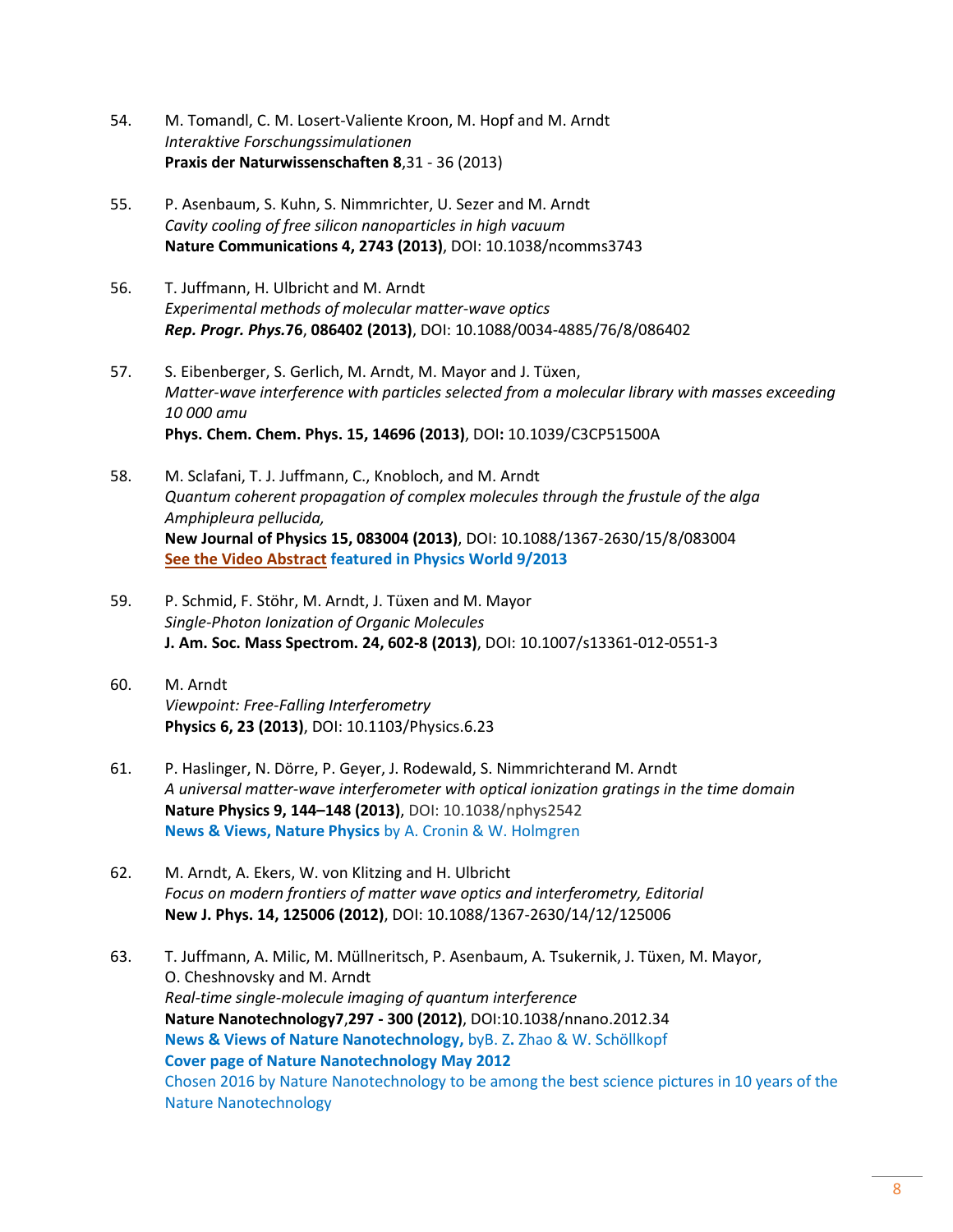54. M. Tomandl, C. M. Losert-Valiente Kroon, M. Hopf and M. Arndt
*Interaktive Forschungssimulationen*
**Praxis der Naturwissenschaften 8**,31 - 36 (2013)

55. P. Asenbaum, S. Kuhn, S. Nimmrichter, U. Sezer and M. Arndt
*Cavity cooling of free silicon nanoparticles in high vacuum*
**Nature Communications 4, 2743 (2013)**, DOI: 10.1038/ncomms3743

56. T. Juffmann, H. Ulbricht and M. Arndt
*Experimental methods of molecular matter-wave optics*
***Rep. Progr. Phys.*76**, **086402 (2013)**, DOI: 10.1088/0034-4885/76/8/086402

57. S. Eibenberger, S. Gerlich, M. Arndt, M. Mayor and J. Tüxen,
*Matter-wave interference with particles selected from a molecular library with masses exceeding 10 000 amu*
**Phys. Chem. Chem. Phys. 15, 14696 (2013)**, DOI**:** 10.1039/C3CP51500A

58. M. Sclafani, T. J. Juffmann, C., Knobloch, and M. Arndt
*Quantum coherent propagation of complex molecules through the frustule of the alga Amphipleura pellucida,*
**New Journal of Physics 15, 083004 (2013)**, DOI: 10.1088/1367-2630/15/8/083004
**See the Video Abstract featured in Physics World 9/2013**

59. P. Schmid, F. Stöhr, M. Arndt, J. Tüxen and M. Mayor
*Single-Photon Ionization of Organic Molecules*
**J. Am. Soc. Mass Spectrom. 24, 602-8 (2013)**, DOI: 10.1007/s13361-012-0551-3

60. M. Arndt
*Viewpoint: Free-Falling Interferometry*
**Physics 6, 23 (2013)**, DOI: 10.1103/Physics.6.23

61. P. Haslinger, N. Dörre, P. Geyer, J. Rodewald, S. Nimmrichterand M. Arndt
*A universal matter-wave interferometer with optical ionization gratings in the time domain*
**Nature Physics 9, 144–148 (2013)**, DOI: 10.1038/nphys2542
**News & Views, Nature Physics** by A. Cronin & W. Holmgren

62. M. Arndt, A. Ekers, W. von Klitzing and H. Ulbricht
*Focus on modern frontiers of matter wave optics and interferometry, Editorial*
**New J. Phys. 14, 125006 (2012)**, DOI: 10.1088/1367-2630/14/12/125006

63. T. Juffmann, A. Milic, M. Müllneritsch, P. Asenbaum, A. Tsukernik, J. Tüxen, M. Mayor, O. Cheshnovsky and M. Arndt
*Real-time single-molecule imaging of quantum interference*
**Nature Nanotechnology7**,**297 - 300 (2012)**, DOI:10.1038/nnano.2012.34
**News & Views of Nature Nanotechnology,** byB. Z**.** Zhao & W. Schöllkopf
**Cover page of Nature Nanotechnology May 2012**
Chosen 2016 by Nature Nanotechnology to be among the best science pictures in 10 years of the Nature Nanotechnology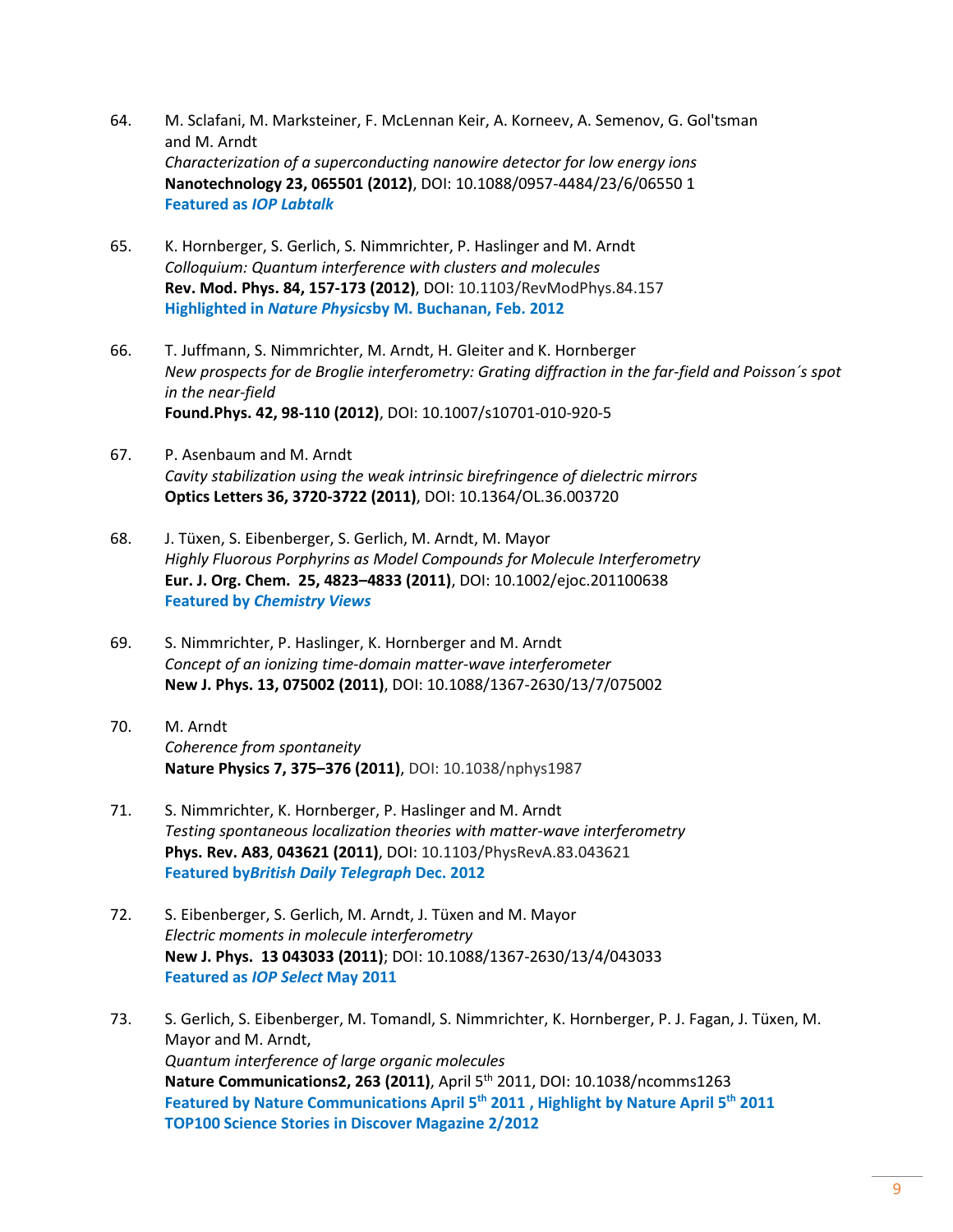64. M. Sclafani, M. Marksteiner, F. McLennan Keir, A. Korneev, A. Semenov, G. Gol'tsman and M. Arndt
*Characterization of a superconducting nanowire detector for low energy ions*
**Nanotechnology 23, 065501 (2012)**, DOI: 10.1088/0957-4484/23/6/06550 1
**Featured as *IOP Labtalk***

65. K. Hornberger, S. Gerlich, S. Nimmrichter, P. Haslinger and M. Arndt
*Colloquium: Quantum interference with clusters and molecules*
**Rev. Mod. Phys. 84, 157-173 (2012)**, DOI: 10.1103/RevModPhys.84.157
**Highlighted in *Nature Physics*by M. Buchanan, Feb. 2012**

66. T. Juffmann, S. Nimmrichter, M. Arndt, H. Gleiter and K. Hornberger
*New prospects for de Broglie interferometry: Grating diffraction in the far-field and Poisson´s spot in the near-field*
**Found.Phys. 42, 98-110 (2012)**, DOI: 10.1007/s10701-010-920-5

67. P. Asenbaum and M. Arndt
*Cavity stabilization using the weak intrinsic birefringence of dielectric mirrors*
**Optics Letters 36, 3720-3722 (2011)**, DOI: 10.1364/OL.36.003720

68. J. Tüxen, S. Eibenberger, S. Gerlich, M. Arndt, M. Mayor
*Highly Fluorous Porphyrins as Model Compounds for Molecule Interferometry*
**Eur. J. Org. Chem. 25, 4823–4833 (2011)**, DOI: 10.1002/ejoc.201100638
**Featured by *Chemistry Views***

69. S. Nimmrichter, P. Haslinger, K. Hornberger and M. Arndt
*Concept of an ionizing time-domain matter-wave interferometer*
**New J. Phys. 13, 075002 (2011)**, DOI: 10.1088/1367-2630/13/7/075002

70. M. Arndt
*Coherence from spontaneity*
**Nature Physics 7, 375–376 (2011)**, DOI: 10.1038/nphys1987

71. S. Nimmrichter, K. Hornberger, P. Haslinger and M. Arndt
*Testing spontaneous localization theories with matter-wave interferometry*
**Phys. Rev. A83**, **043621 (2011)**, DOI: 10.1103/PhysRevA.83.043621
**Featured by*British Daily Telegraph* Dec. 2012**

72. S. Eibenberger, S. Gerlich, M. Arndt, J. Tüxen and M. Mayor
*Electric moments in molecule interferometry*
**New J. Phys. 13 043033 (2011)**; DOI: 10.1088/1367-2630/13/4/043033
**Featured as *IOP Select* May 2011**

73. S. Gerlich, S. Eibenberger, M. Tomandl, S. Nimmrichter, K. Hornberger, P. J. Fagan, J. Tüxen, M. Mayor and M. Arndt,
*Quantum interference of large organic molecules*
**Nature Communications2, 263 (2011)**, April 5th 2011, DOI: 10.1038/ncomms1263
**Featured by Nature Communications April 5th 2011 , Highlight by Nature April 5th 2011**
**TOP100 Science Stories in Discover Magazine 2/2012**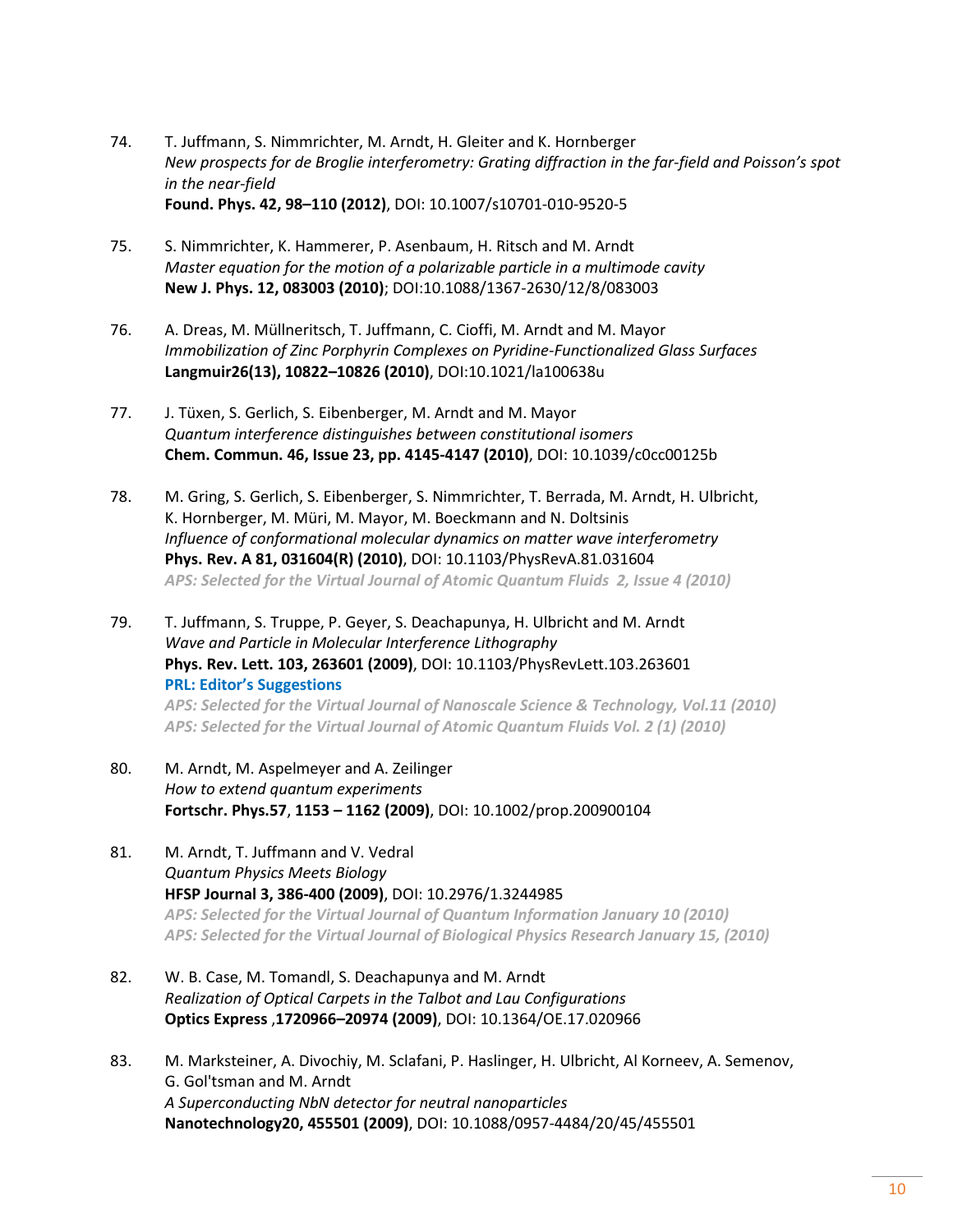74. T. Juffmann, S. Nimmrichter, M. Arndt, H. Gleiter and K. Hornberger
*New prospects for de Broglie interferometry: Grating diffraction in the far-field and Poisson's spot in the near-field*
**Found. Phys. 42, 98–110 (2012)**, DOI: 10.1007/s10701-010-9520-5

75. S. Nimmrichter, K. Hammerer, P. Asenbaum, H. Ritsch and M. Arndt
*Master equation for the motion of a polarizable particle in a multimode cavity*
**New J. Phys. 12, 083003 (2010)**; DOI:10.1088/1367-2630/12/8/083003

76. A. Dreas, M. Müllneritsch, T. Juffmann, C. Cioffi, M. Arndt and M. Mayor
*Immobilization of Zinc Porphyrin Complexes on Pyridine-Functionalized Glass Surfaces*
**Langmuir26(13), 10822–10826 (2010)**, DOI:10.1021/la100638u

77. J. Tüxen, S. Gerlich, S. Eibenberger, M. Arndt and M. Mayor
*Quantum interference distinguishes between constitutional isomers*
**Chem. Commun. 46, Issue 23, pp. 4145-4147 (2010)**, DOI: 10.1039/c0cc00125b

78. M. Gring, S. Gerlich, S. Eibenberger, S. Nimmrichter, T. Berrada, M. Arndt, H. Ulbricht, K. Hornberger, M. Müri, M. Mayor, M. Boeckmann and N. Doltsinis
*Influence of conformational molecular dynamics on matter wave interferometry*
**Phys. Rev. A 81, 031604(R) (2010)**, DOI: 10.1103/PhysRevA.81.031604
***APS: Selected for the Virtual Journal of Atomic Quantum Fluids 2, Issue 4 (2010)***

79. T. Juffmann, S. Truppe, P. Geyer, S. Deachapunya, H. Ulbricht and M. Arndt
*Wave and Particle in Molecular Interference Lithography*
**Phys. Rev. Lett. 103, 263601 (2009)**, DOI: 10.1103/PhysRevLett.103.263601
**PRL: Editor's Suggestions**
***APS: Selected for the Virtual Journal of Nanoscale Science & Technology, Vol.11 (2010)***
***APS: Selected for the Virtual Journal of Atomic Quantum Fluids Vol. 2 (1) (2010)***

80. M. Arndt, M. Aspelmeyer and A. Zeilinger
*How to extend quantum experiments*
**Fortschr. Phys.57**, **1153 – 1162 (2009)**, DOI: 10.1002/prop.200900104

81. M. Arndt, T. Juffmann and V. Vedral
*Quantum Physics Meets Biology*
**HFSP Journal 3, 386-400 (2009)**, DOI: 10.2976/1.3244985
***APS: Selected for the Virtual Journal of Quantum Information January 10 (2010)***
***APS: Selected for the Virtual Journal of Biological Physics Research January 15, (2010)***

82. W. B. Case, M. Tomandl, S. Deachapunya and M. Arndt
*Realization of Optical Carpets in the Talbot and Lau Configurations*
**Optics Express** ,**1720966–20974 (2009)**, DOI: 10.1364/OE.17.020966

83. M. Marksteiner, A. Divochiy, M. Sclafani, P. Haslinger, H. Ulbricht, Al Korneev, A. Semenov, G. Gol'tsman and M. Arndt
*A Superconducting NbN detector for neutral nanoparticles*
**Nanotechnology20, 455501 (2009)**, DOI: 10.1088/0957-4484/20/45/455501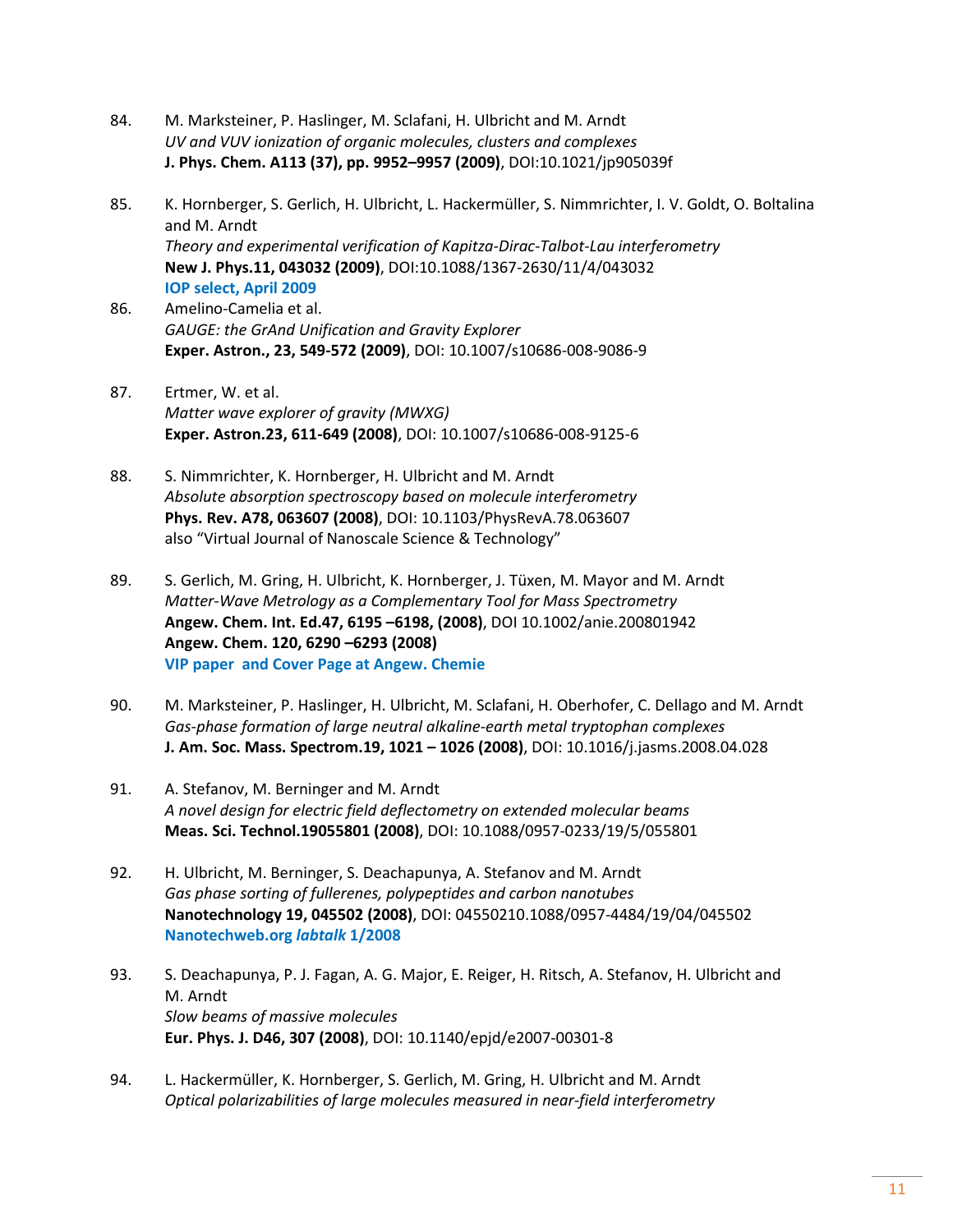84. M. Marksteiner, P. Haslinger, M. Sclafani, H. Ulbricht and M. Arndt
*UV and VUV ionization of organic molecules, clusters and complexes*
**J. Phys. Chem. A113 (37), pp. 9952–9957 (2009)**, DOI:10.1021/jp905039f

85. K. Hornberger, S. Gerlich, H. Ulbricht, L. Hackermüller, S. Nimmrichter, I. V. Goldt, O. Boltalina and M. Arndt
*Theory and experimental verification of Kapitza-Dirac-Talbot-Lau interferometry*
**New J. Phys.11, 043032 (2009)**, DOI:10.1088/1367-2630/11/4/043032
**IOP select, April 2009**

86. Amelino-Camelia et al.
*GAUGE: the GrAnd Unification and Gravity Explorer*
**Exper. Astron., 23, 549-572 (2009)**, DOI: 10.1007/s10686-008-9086-9

87. Ertmer, W. et al.
*Matter wave explorer of gravity (MWXG)*
**Exper. Astron.23, 611-649 (2008)**, DOI: 10.1007/s10686-008-9125-6

88. S. Nimmrichter, K. Hornberger, H. Ulbricht and M. Arndt
*Absolute absorption spectroscopy based on molecule interferometry*
**Phys. Rev. A78, 063607 (2008)**, DOI: 10.1103/PhysRevA.78.063607
also "Virtual Journal of Nanoscale Science & Technology"

89. S. Gerlich, M. Gring, H. Ulbricht, K. Hornberger, J. Tüxen, M. Mayor and M. Arndt
*Matter-Wave Metrology as a Complementary Tool for Mass Spectrometry*
**Angew. Chem. Int. Ed.47, 6195 –6198, (2008)**, DOI 10.1002/anie.200801942
**Angew. Chem. 120, 6290 –6293 (2008)**
**VIP paper and Cover Page at Angew. Chemie**

90. M. Marksteiner, P. Haslinger, H. Ulbricht, M. Sclafani, H. Oberhofer, C. Dellago and M. Arndt
*Gas-phase formation of large neutral alkaline-earth metal tryptophan complexes*
**J. Am. Soc. Mass. Spectrom.19, 1021 – 1026 (2008)**, DOI: 10.1016/j.jasms.2008.04.028

91. A. Stefanov, M. Berninger and M. Arndt
*A novel design for electric field deflectometry on extended molecular beams*
**Meas. Sci. Technol.19055801 (2008)**, DOI: 10.1088/0957-0233/19/5/055801

92. H. Ulbricht, M. Berninger, S. Deachapunya, A. Stefanov and M. Arndt
*Gas phase sorting of fullerenes, polypeptides and carbon nanotubes*
**Nanotechnology 19, 045502 (2008)**, DOI: 04550210.1088/0957-4484/19/04/045502
**Nanotechweb.org *labtalk* 1/2008**

93. S. Deachapunya, P. J. Fagan, A. G. Major, E. Reiger, H. Ritsch, A. Stefanov, H. Ulbricht and M. Arndt
*Slow beams of massive molecules*
**Eur. Phys. J. D46, 307 (2008)**, DOI: 10.1140/epjd/e2007-00301-8

94. L. Hackermüller, K. Hornberger, S. Gerlich, M. Gring, H. Ulbricht and M. Arndt
*Optical polarizabilities of large molecules measured in near-field interferometry*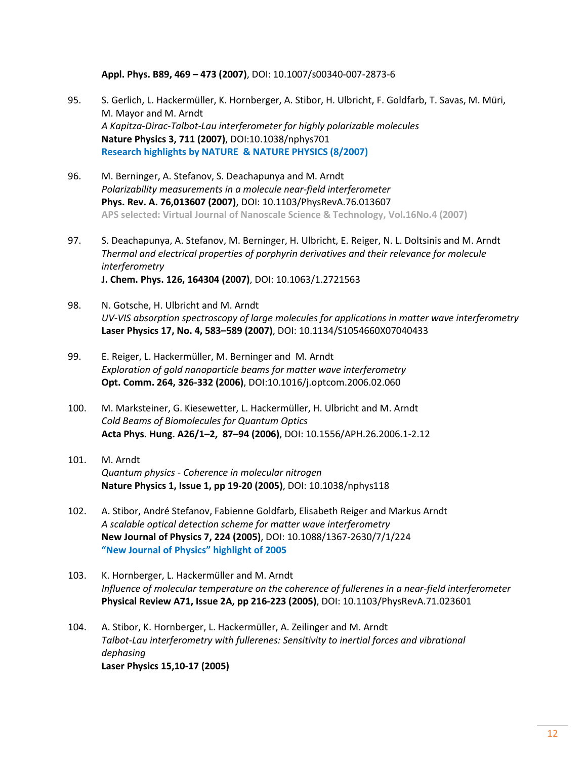**Appl. Phys. B89, 469 – 473 (2007)**, DOI: 10.1007/s00340-007-2873-6

95. S. Gerlich, L. Hackermüller, K. Hornberger, A. Stibor, H. Ulbricht, F. Goldfarb, T. Savas, M. Müri, M. Mayor and M. Arndt
*A Kapitza-Dirac-Talbot-Lau interferometer for highly polarizable molecules*
**Nature Physics 3, 711 (2007)**, DOI:10.1038/nphys701
**Research highlights by NATURE & NATURE PHYSICS (8/2007)**

96. M. Berninger, A. Stefanov, S. Deachapunya and M. Arndt
*Polarizability measurements in a molecule near-field interferometer*
**Phys. Rev. A. 76,013607 (2007)**, DOI: 10.1103/PhysRevA.76.013607
**APS selected: Virtual Journal of Nanoscale Science & Technology, Vol.16No.4 (2007)**

97. S. Deachapunya, A. Stefanov, M. Berninger, H. Ulbricht, E. Reiger, N. L. Doltsinis and M. Arndt
*Thermal and electrical properties of porphyrin derivatives and their relevance for molecule interferometry*
**J. Chem. Phys. 126, 164304 (2007)**, DOI: 10.1063/1.2721563

98. N. Gotsche, H. Ulbricht and M. Arndt
*UV-VIS absorption spectroscopy of large molecules for applications in matter wave interferometry*
**Laser Physics 17, No. 4, 583–589 (2007)**, DOI: 10.1134/S1054660X07040433

99. E. Reiger, L. Hackermüller, M. Berninger and M. Arndt
*Exploration of gold nanoparticle beams for matter wave interferometry*
**Opt. Comm. 264, 326-332 (2006)**, DOI:10.1016/j.optcom.2006.02.060

100. M. Marksteiner, G. Kiesewetter, L. Hackermüller, H. Ulbricht and M. Arndt
*Cold Beams of Biomolecules for Quantum Optics*
**Acta Phys. Hung. A26/1–2, 87–94 (2006)**, DOI: 10.1556/APH.26.2006.1-2.12

101. M. Arndt
*Quantum physics - Coherence in molecular nitrogen*
**Nature Physics 1, Issue 1, pp 19-20 (2005)**, DOI: 10.1038/nphys118

102. A. Stibor, André Stefanov, Fabienne Goldfarb, Elisabeth Reiger and Markus Arndt
*A scalable optical detection scheme for matter wave interferometry*
**New Journal of Physics 7, 224 (2005)**, DOI: 10.1088/1367-2630/7/1/224
**"New Journal of Physics" highlight of 2005**

103. K. Hornberger, L. Hackermüller and M. Arndt
*Influence of molecular temperature on the coherence of fullerenes in a near-field interferometer*
**Physical Review A71, Issue 2A, pp 216-223 (2005)**, DOI: 10.1103/PhysRevA.71.023601

104. A. Stibor, K. Hornberger, L. Hackermüller, A. Zeilinger and M. Arndt
*Talbot-Lau interferometry with fullerenes: Sensitivity to inertial forces and vibrational dephasing*
**Laser Physics 15,10-17 (2005)**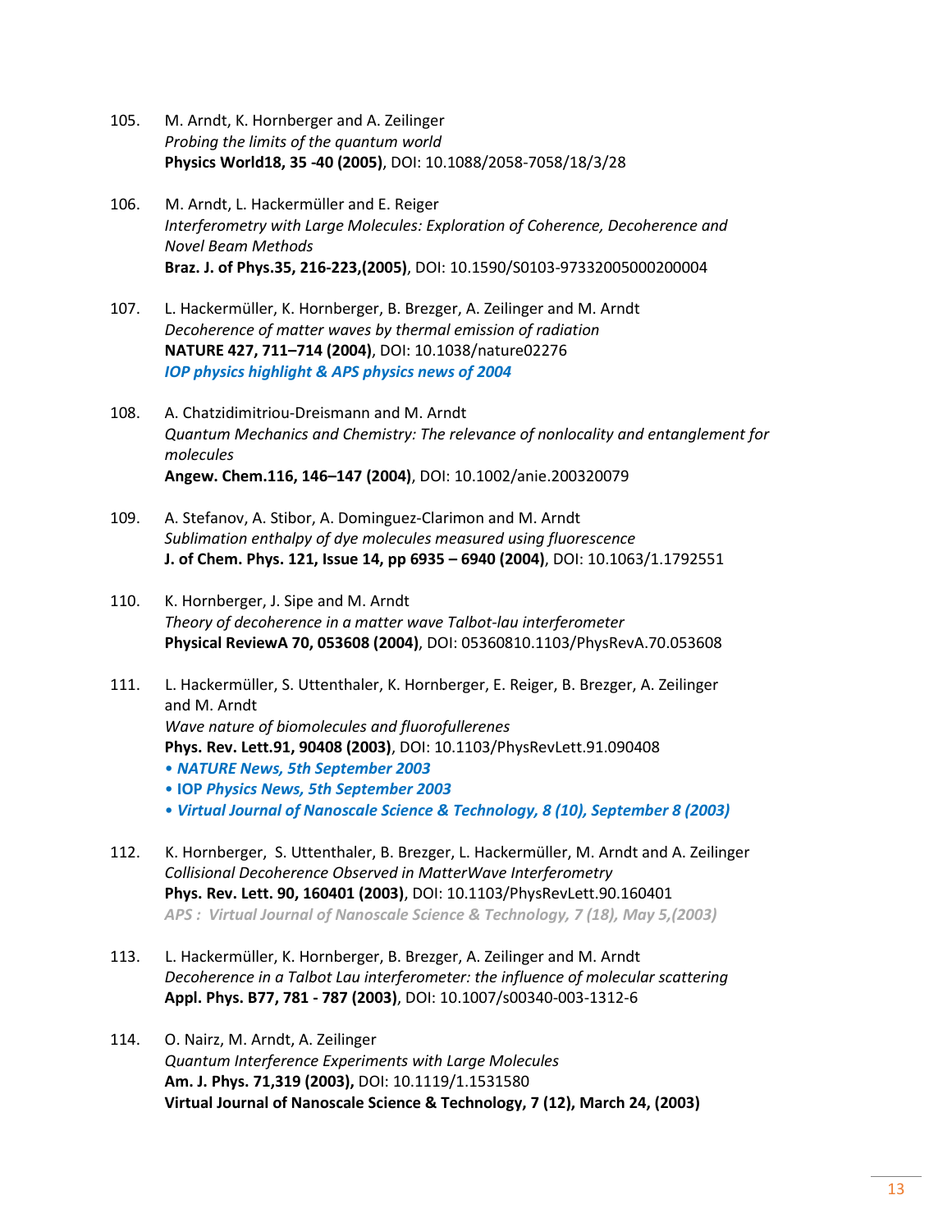105. M. Arndt, K. Hornberger and A. Zeilinger
*Probing the limits of the quantum world*
**Physics World18, 35 -40 (2005)**, DOI: 10.1088/2058-7058/18/3/28

106. M. Arndt, L. Hackermüller and E. Reiger
*Interferometry with Large Molecules: Exploration of Coherence, Decoherence and Novel Beam Methods*
**Braz. J. of Phys.35, 216-223,(2005)**, DOI: 10.1590/S0103-97332005000200004

107. L. Hackermüller, K. Hornberger, B. Brezger, A. Zeilinger and M. Arndt
*Decoherence of matter waves by thermal emission of radiation*
**NATURE 427, 711–714 (2004)**, DOI: 10.1038/nature02276
***IOP physics highlight & APS physics news of 2004***

108. A. Chatzidimitriou-Dreismann and M. Arndt
*Quantum Mechanics and Chemistry: The relevance of nonlocality and entanglement for molecules*
**Angew. Chem.116, 146–147 (2004)**, DOI: 10.1002/anie.200320079

109. A. Stefanov, A. Stibor, A. Dominguez-Clarimon and M. Arndt
*Sublimation enthalpy of dye molecules measured using fluorescence*
**J. of Chem. Phys. 121, Issue 14, pp 6935 – 6940 (2004)**, DOI: 10.1063/1.1792551

110. K. Hornberger, J. Sipe and M. Arndt
*Theory of decoherence in a matter wave Talbot-lau interferometer*
**Physical ReviewA 70, 053608 (2004)**, DOI: 05360810.1103/PhysRevA.70.053608

111. L. Hackermüller, S. Uttenthaler, K. Hornberger, E. Reiger, B. Brezger, A. Zeilinger and M. Arndt
*Wave nature of biomolecules and fluorofullerenes*
**Phys. Rev. Lett.91, 90408 (2003)**, DOI: 10.1103/PhysRevLett.91.090408
• ***NATURE News, 5th September 2003***
• **IOP *Physics News, 5th September 2003***
• ***Virtual Journal of Nanoscale Science & Technology, 8 (10), September 8 (2003)***

112. K. Hornberger, S. Uttenthaler, B. Brezger, L. Hackermüller, M. Arndt and A. Zeilinger
*Collisional Decoherence Observed in MatterWave Interferometry*
**Phys. Rev. Lett. 90, 160401 (2003)**, DOI: 10.1103/PhysRevLett.90.160401
***APS : Virtual Journal of Nanoscale Science & Technology, 7 (18), May 5,(2003)***

113. L. Hackermüller, K. Hornberger, B. Brezger, A. Zeilinger and M. Arndt
*Decoherence in a Talbot Lau interferometer: the influence of molecular scattering*
**Appl. Phys. B77, 781 - 787 (2003)**, DOI: 10.1007/s00340-003-1312-6

114. O. Nairz, M. Arndt, A. Zeilinger
*Quantum Interference Experiments with Large Molecules*
**Am. J. Phys. 71,319 (2003),** DOI: 10.1119/1.1531580
**Virtual Journal of Nanoscale Science & Technology, 7 (12), March 24, (2003)**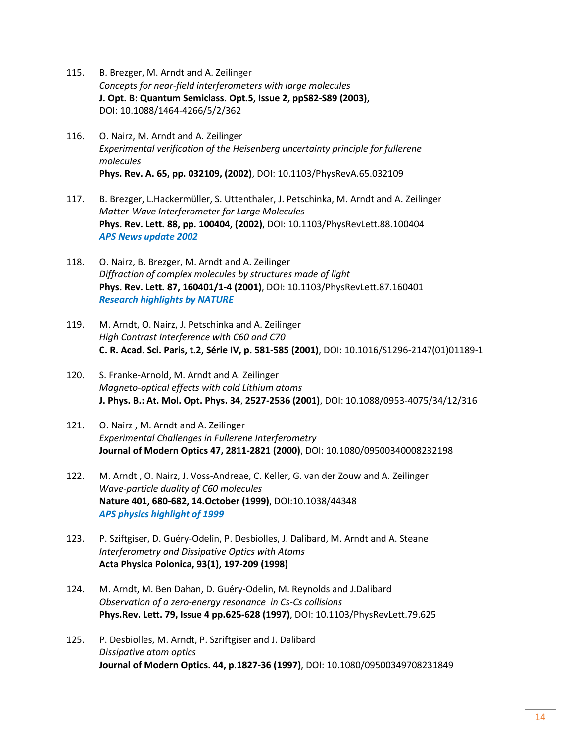115. B. Brezger, M. Arndt and A. Zeilinger
*Concepts for near-field interferometers with large molecules*
**J. Opt. B: Quantum Semiclass. Opt.5, Issue 2, ppS82-S89 (2003),**
DOI: 10.1088/1464-4266/5/2/362

116. O. Nairz, M. Arndt and A. Zeilinger
*Experimental verification of the Heisenberg uncertainty principle for fullerene molecules*
**Phys. Rev. A. 65, pp. 032109, (2002)**, DOI: 10.1103/PhysRevA.65.032109

117. B. Brezger, L.Hackermüller, S. Uttenthaler, J. Petschinka, M. Arndt and A. Zeilinger
*Matter-Wave Interferometer for Large Molecules*
**Phys. Rev. Lett. 88, pp. 100404, (2002)**, DOI: 10.1103/PhysRevLett.88.100404
***APS News update 2002***

118. O. Nairz, B. Brezger, M. Arndt and A. Zeilinger
*Diffraction of complex molecules by structures made of light*
**Phys. Rev. Lett. 87, 160401/1-4 (2001)**, DOI: 10.1103/PhysRevLett.87.160401
***Research highlights by NATURE***

119. M. Arndt, O. Nairz, J. Petschinka and A. Zeilinger
*High Contrast Interference with C60 and C70*
**C. R. Acad. Sci. Paris, t.2, Série IV, p. 581-585 (2001)**, DOI: 10.1016/S1296-2147(01)01189-1

120. S. Franke-Arnold, M. Arndt and A. Zeilinger
*Magneto-optical effects with cold Lithium atoms*
**J. Phys. B.: At. Mol. Opt. Phys. 34**, **2527-2536 (2001)**, DOI: 10.1088/0953-4075/34/12/316

121. O. Nairz , M. Arndt and A. Zeilinger
*Experimental Challenges in Fullerene Interferometry*
**Journal of Modern Optics 47, 2811-2821 (2000)**, DOI: 10.1080/09500340008232198

122. M. Arndt , O. Nairz, J. Voss-Andreae, C. Keller, G. van der Zouw and A. Zeilinger
*Wave-particle duality of C60 molecules*
**Nature 401, 680-682, 14.October (1999)**, DOI:10.1038/44348
***APS physics highlight of 1999***

123. P. Sziftgiser, D. Guéry-Odelin, P. Desbiolles, J. Dalibard, M. Arndt and A. Steane
*Interferometry and Dissipative Optics with Atoms*
**Acta Physica Polonica, 93(1), 197-209 (1998)**

124. M. Arndt, M. Ben Dahan, D. Guéry-Odelin, M. Reynolds and J.Dalibard
*Observation of a zero-energy resonance in Cs-Cs collisions*
**Phys.Rev. Lett. 79, Issue 4 pp.625-628 (1997)**, DOI: 10.1103/PhysRevLett.79.625

125. P. Desbiolles, M. Arndt, P. Szriftgiser and J. Dalibard
*Dissipative atom optics*
**Journal of Modern Optics. 44, p.1827-36 (1997)**, DOI: 10.1080/09500349708231849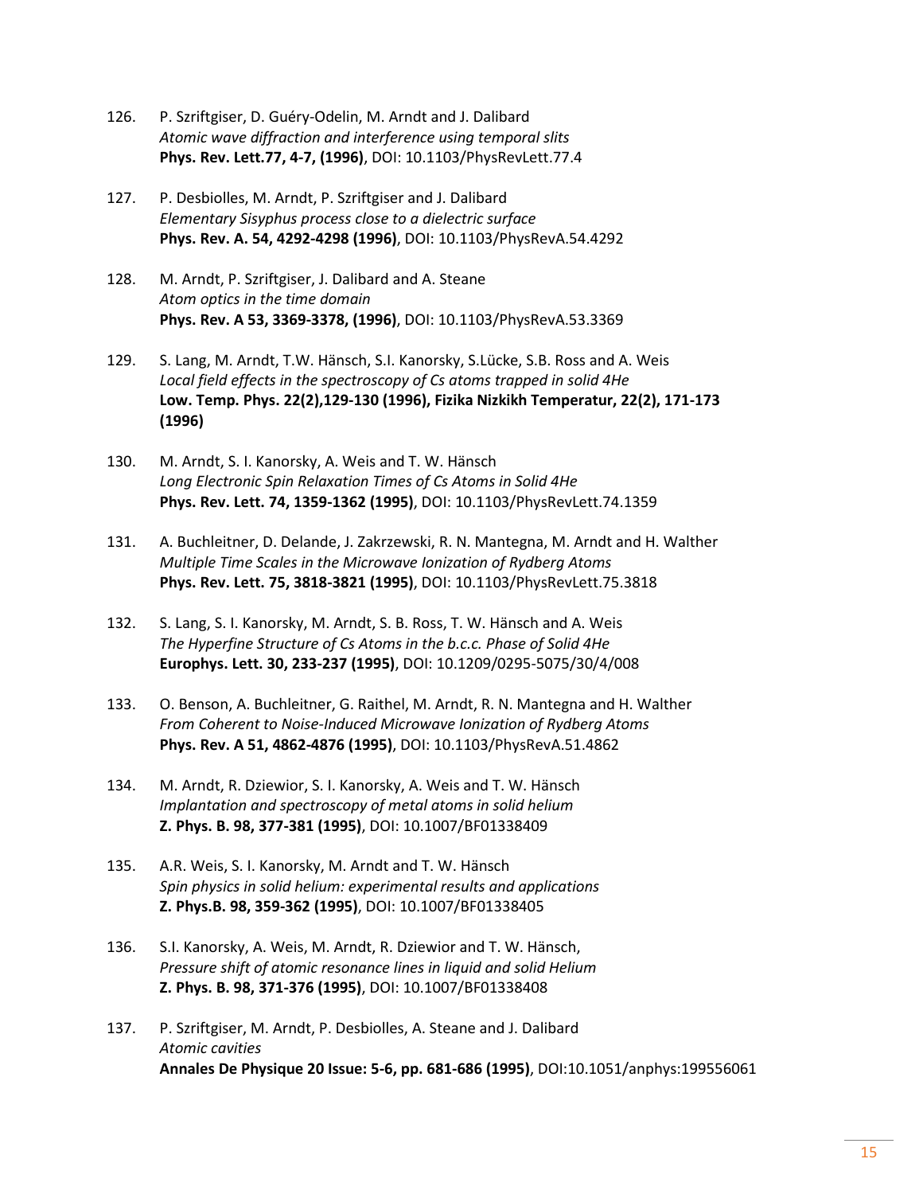126. P. Szriftgiser, D. Guéry-Odelin, M. Arndt and J. Dalibard
*Atomic wave diffraction and interference using temporal slits*
**Phys. Rev. Lett.77, 4-7, (1996)**, DOI: 10.1103/PhysRevLett.77.4

127. P. Desbiolles, M. Arndt, P. Szriftgiser and J. Dalibard
*Elementary Sisyphus process close to a dielectric surface*
**Phys. Rev. A. 54, 4292-4298 (1996)**, DOI: 10.1103/PhysRevA.54.4292

128. M. Arndt, P. Szriftgiser, J. Dalibard and A. Steane
*Atom optics in the time domain*
**Phys. Rev. A 53, 3369-3378, (1996)**, DOI: 10.1103/PhysRevA.53.3369

129. S. Lang, M. Arndt, T.W. Hänsch, S.I. Kanorsky, S.Lücke, S.B. Ross and A. Weis
*Local field effects in the spectroscopy of Cs atoms trapped in solid 4He*
**Low. Temp. Phys. 22(2),129-130 (1996), Fizika Nizkikh Temperatur, 22(2), 171-173 (1996)**

130. M. Arndt, S. I. Kanorsky, A. Weis and T. W. Hänsch
*Long Electronic Spin Relaxation Times of Cs Atoms in Solid 4He*
**Phys. Rev. Lett. 74, 1359-1362 (1995)**, DOI: 10.1103/PhysRevLett.74.1359

131. A. Buchleitner, D. Delande, J. Zakrzewski, R. N. Mantegna, M. Arndt and H. Walther
*Multiple Time Scales in the Microwave Ionization of Rydberg Atoms*
**Phys. Rev. Lett. 75, 3818-3821 (1995)**, DOI: 10.1103/PhysRevLett.75.3818

132. S. Lang, S. I. Kanorsky, M. Arndt, S. B. Ross, T. W. Hänsch and A. Weis
*The Hyperfine Structure of Cs Atoms in the b.c.c. Phase of Solid 4He*
**Europhys. Lett. 30, 233-237 (1995)**, DOI: 10.1209/0295-5075/30/4/008

133. O. Benson, A. Buchleitner, G. Raithel, M. Arndt, R. N. Mantegna and H. Walther
*From Coherent to Noise-Induced Microwave Ionization of Rydberg Atoms*
**Phys. Rev. A 51, 4862-4876 (1995)**, DOI: 10.1103/PhysRevA.51.4862

134. M. Arndt, R. Dziewior, S. I. Kanorsky, A. Weis and T. W. Hänsch
*Implantation and spectroscopy of metal atoms in solid helium*
**Z. Phys. B. 98, 377-381 (1995)**, DOI: 10.1007/BF01338409

135. A.R. Weis, S. I. Kanorsky, M. Arndt and T. W. Hänsch
*Spin physics in solid helium: experimental results and applications*
**Z. Phys.B. 98, 359-362 (1995)**, DOI: 10.1007/BF01338405

136. S.I. Kanorsky, A. Weis, M. Arndt, R. Dziewior and T. W. Hänsch,
*Pressure shift of atomic resonance lines in liquid and solid Helium*
**Z. Phys. B. 98, 371-376 (1995)**, DOI: 10.1007/BF01338408

137. P. Szriftgiser, M. Arndt, P. Desbiolles, A. Steane and J. Dalibard
*Atomic cavities*
**Annales De Physique 20 Issue: 5-6, pp. 681-686 (1995)**, DOI:10.1051/anphys:199556061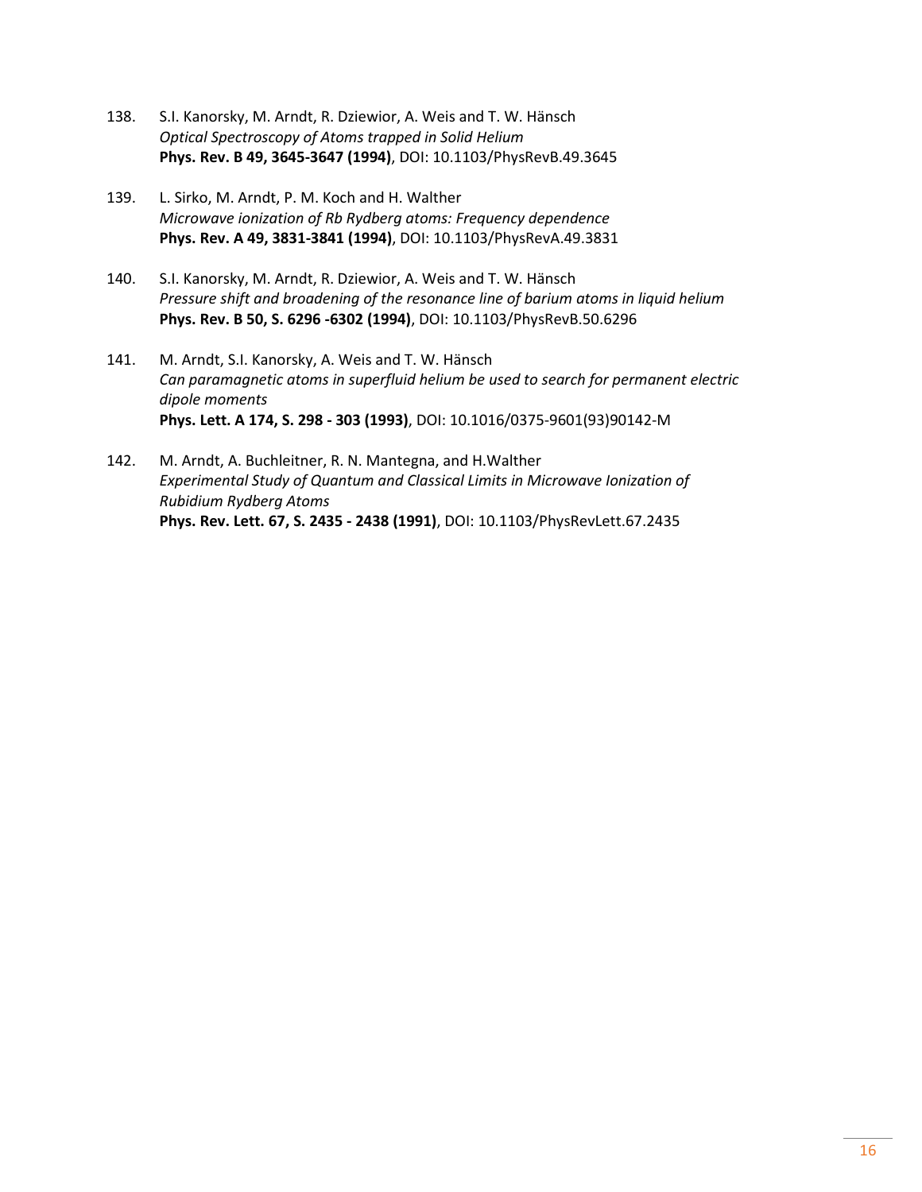138. S.I. Kanorsky, M. Arndt, R. Dziewior, A. Weis and T. W. Hänsch
*Optical Spectroscopy of Atoms trapped in Solid Helium*
**Phys. Rev. B 49, 3645-3647 (1994)**, DOI: 10.1103/PhysRevB.49.3645

139. L. Sirko, M. Arndt, P. M. Koch and H. Walther
*Microwave ionization of Rb Rydberg atoms: Frequency dependence*
**Phys. Rev. A 49, 3831-3841 (1994)**, DOI: 10.1103/PhysRevA.49.3831

140. S.I. Kanorsky, M. Arndt, R. Dziewior, A. Weis and T. W. Hänsch
*Pressure shift and broadening of the resonance line of barium atoms in liquid helium*
**Phys. Rev. B 50, S. 6296 -6302 (1994)**, DOI: 10.1103/PhysRevB.50.6296

141. M. Arndt, S.I. Kanorsky, A. Weis and T. W. Hänsch
*Can paramagnetic atoms in superfluid helium be used to search for permanent electric dipole moments*
**Phys. Lett. A 174, S. 298 - 303 (1993)**, DOI: 10.1016/0375-9601(93)90142-M

142. M. Arndt, A. Buchleitner, R. N. Mantegna, and H.Walther
*Experimental Study of Quantum and Classical Limits in Microwave Ionization of Rubidium Rydberg Atoms*
**Phys. Rev. Lett. 67, S. 2435 - 2438 (1991)**, DOI: 10.1103/PhysRevLett.67.2435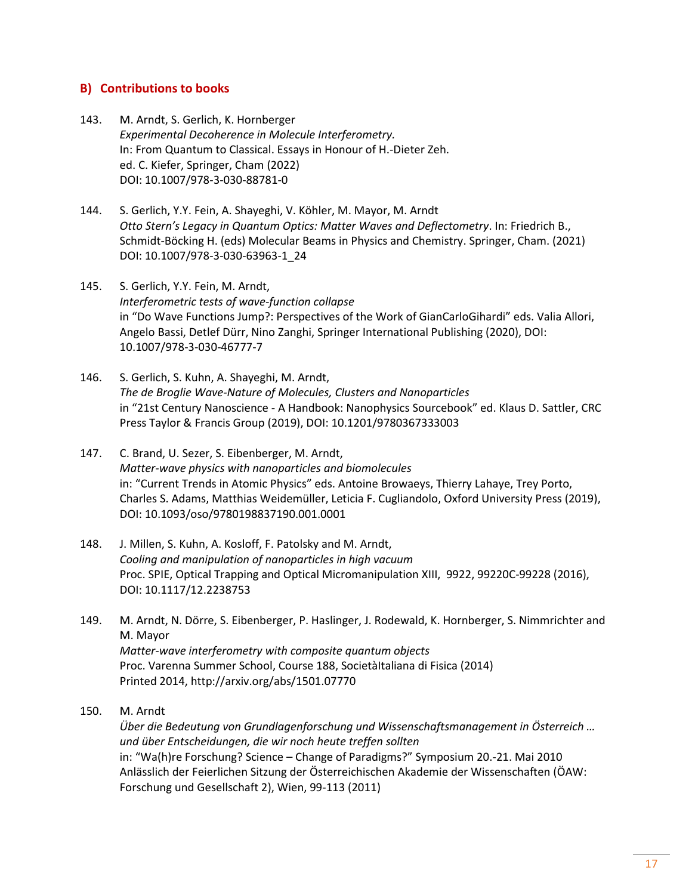## B) Contributions to books

143. M. Arndt, S. Gerlich, K. Hornberger
*Experimental Decoherence in Molecule Interferometry.*
In: From Quantum to Classical. Essays in Honour of H.-Dieter Zeh.
ed. C. Kiefer, Springer, Cham (2022)
DOI: 10.1007/978-3-030-88781-0

144. S. Gerlich, Y.Y. Fein, A. Shayeghi, V. Köhler, M. Mayor, M. Arndt
*Otto Stern's Legacy in Quantum Optics: Matter Waves and Deflectometry*. In: Friedrich B., Schmidt-Böcking H. (eds) Molecular Beams in Physics and Chemistry. Springer, Cham. (2021)
DOI: 10.1007/978-3-030-63963-1_24

145. S. Gerlich, Y.Y. Fein, M. Arndt,
*Interferometric tests of wave-function collapse*
in "Do Wave Functions Jump?: Perspectives of the Work of GianCarloGihardi" eds. Valia Allori, Angelo Bassi, Detlef Dürr, Nino Zanghi, Springer International Publishing (2020), DOI: 10.1007/978-3-030-46777-7

146. S. Gerlich, S. Kuhn, A. Shayeghi, M. Arndt,
*The de Broglie Wave-Nature of Molecules, Clusters and Nanoparticles*
in "21st Century Nanoscience - A Handbook: Nanophysics Sourcebook" ed. Klaus D. Sattler, CRC Press Taylor & Francis Group (2019), DOI: 10.1201/9780367333003

147. C. Brand, U. Sezer, S. Eibenberger, M. Arndt,
*Matter-wave physics with nanoparticles and biomolecules*
in: "Current Trends in Atomic Physics" eds. Antoine Browaeys, Thierry Lahaye, Trey Porto, Charles S. Adams, Matthias Weidemüller, Leticia F. Cugliandolo, Oxford University Press (2019), DOI: 10.1093/oso/9780198837190.001.0001

148. J. Millen, S. Kuhn, A. Kosloff, F. Patolsky and M. Arndt,
*Cooling and manipulation of nanoparticles in high vacuum*
Proc. SPIE, Optical Trapping and Optical Micromanipulation XIII, 9922, 99220C-99228 (2016), DOI: 10.1117/12.2238753

149. M. Arndt, N. Dörre, S. Eibenberger, P. Haslinger, J. Rodewald, K. Hornberger, S. Nimmrichter and M. Mayor
*Matter-wave interferometry with composite quantum objects*
Proc. Varenna Summer School, Course 188, SocietàItaliana di Fisica (2014)
Printed 2014, http://arxiv.org/abs/1501.07770

150. M. Arndt
*Über die Bedeutung von Grundlagenforschung und Wissenschaftsmanagement in Österreich … und über Entscheidungen, die wir noch heute treffen sollten*
in: "Wa(h)re Forschung? Science – Change of Paradigms?" Symposium 20.-21. Mai 2010 Anlässlich der Feierlichen Sitzung der Österreichischen Akademie der Wissenschaften (ÖAW: Forschung und Gesellschaft 2), Wien, 99-113 (2011)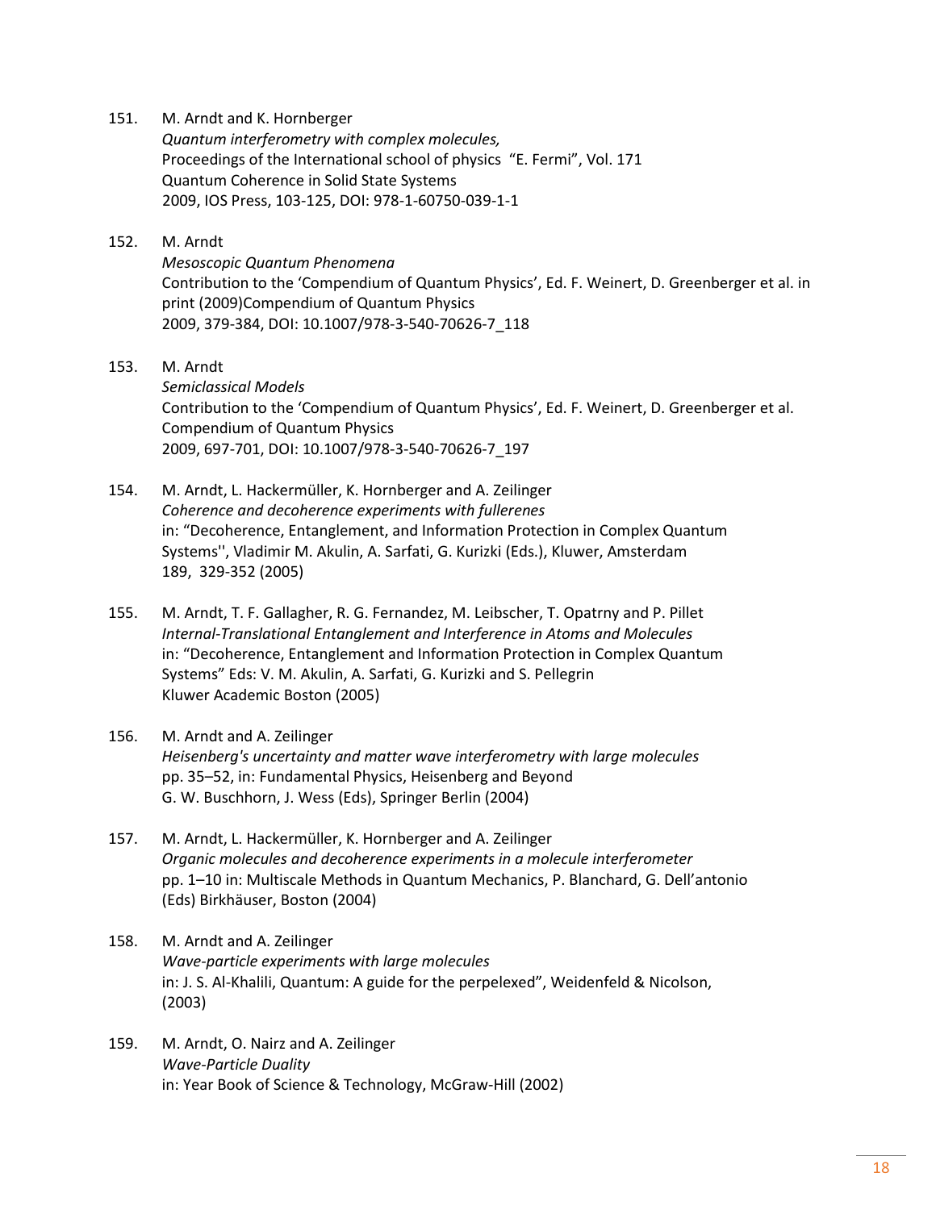151. M. Arndt and K. Hornberger
*Quantum interferometry with complex molecules,*
Proceedings of the International school of physics "E. Fermi", Vol. 171
Quantum Coherence in Solid State Systems
2009, IOS Press, 103-125, DOI: 978-1-60750-039-1-1

152. M. Arndt
*Mesoscopic Quantum Phenomena*
Contribution to the 'Compendium of Quantum Physics', Ed. F. Weinert, D. Greenberger et al. in print (2009)Compendium of Quantum Physics
2009, 379-384, DOI: 10.1007/978-3-540-70626-7_118

153. M. Arndt
*Semiclassical Models*
Contribution to the 'Compendium of Quantum Physics', Ed. F. Weinert, D. Greenberger et al.
Compendium of Quantum Physics
2009, 697-701, DOI: 10.1007/978-3-540-70626-7_197

154. M. Arndt, L. Hackermüller, K. Hornberger and A. Zeilinger
*Coherence and decoherence experiments with fullerenes*
in: "Decoherence, Entanglement, and Information Protection in Complex Quantum Systems'', Vladimir M. Akulin, A. Sarfati, G. Kurizki (Eds.), Kluwer, Amsterdam
189, 329-352 (2005)

155. M. Arndt, T. F. Gallagher, R. G. Fernandez, M. Leibscher, T. Opatrny and P. Pillet
*Internal-Translational Entanglement and Interference in Atoms and Molecules*
in: "Decoherence, Entanglement and Information Protection in Complex Quantum Systems" Eds: V. M. Akulin, A. Sarfati, G. Kurizki and S. Pellegrin
Kluwer Academic Boston (2005)

156. M. Arndt and A. Zeilinger
*Heisenberg's uncertainty and matter wave interferometry with large molecules*
pp. 35–52, in: Fundamental Physics, Heisenberg and Beyond
G. W. Buschhorn, J. Wess (Eds), Springer Berlin (2004)

157. M. Arndt, L. Hackermüller, K. Hornberger and A. Zeilinger
*Organic molecules and decoherence experiments in a molecule interferometer*
pp. 1–10 in: Multiscale Methods in Quantum Mechanics, P. Blanchard, G. Dell'antonio (Eds) Birkhäuser, Boston (2004)

158. M. Arndt and A. Zeilinger
*Wave-particle experiments with large molecules*
in: J. S. Al-Khalili, Quantum: A guide for the perpelexed", Weidenfeld & Nicolson, (2003)

159. M. Arndt, O. Nairz and A. Zeilinger
*Wave-Particle Duality*
in: Year Book of Science & Technology, McGraw-Hill (2002)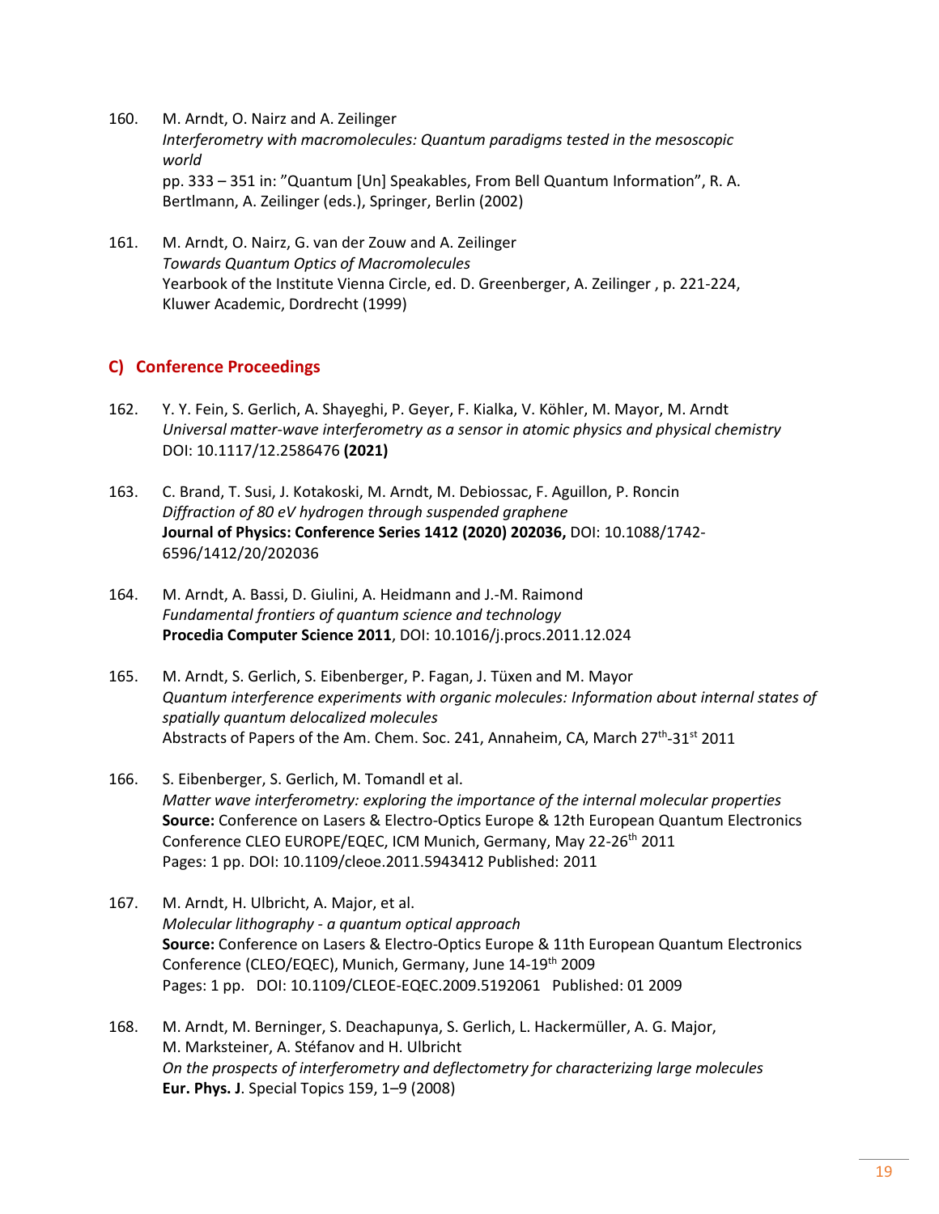160. M. Arndt, O. Nairz and A. Zeilinger
*Interferometry with macromolecules: Quantum paradigms tested in the mesoscopic world*
pp. 333 – 351 in: "Quantum [Un] Speakables, From Bell Quantum Information", R. A. Bertlmann, A. Zeilinger (eds.), Springer, Berlin (2002)

161. M. Arndt, O. Nairz, G. van der Zouw and A. Zeilinger
*Towards Quantum Optics of Macromolecules*
Yearbook of the Institute Vienna Circle, ed. D. Greenberger, A. Zeilinger , p. 221-224, Kluwer Academic, Dordrecht (1999)

## C) Conference Proceedings

162. Y. Y. Fein, S. Gerlich, A. Shayeghi, P. Geyer, F. Kialka, V. Köhler, M. Mayor, M. Arndt
*Universal matter-wave interferometry as a sensor in atomic physics and physical chemistry*
DOI: 10.1117/12.2586476 **(2021)**

163. C. Brand, T. Susi, J. Kotakoski, M. Arndt, M. Debiossac, F. Aguillon, P. Roncin
*Diffraction of 80 eV hydrogen through suspended graphene*
**Journal of Physics: Conference Series 1412 (2020) 202036,** DOI: 10.1088/1742-6596/1412/20/202036

164. M. Arndt, A. Bassi, D. Giulini, A. Heidmann and J.-M. Raimond
*Fundamental frontiers of quantum science and technology*
**Procedia Computer Science 2011**, DOI: 10.1016/j.procs.2011.12.024

165. M. Arndt, S. Gerlich, S. Eibenberger, P. Fagan, J. Tüxen and M. Mayor
*Quantum interference experiments with organic molecules: Information about internal states of spatially quantum delocalized molecules*
Abstracts of Papers of the Am. Chem. Soc. 241, Annaheim, CA, March 27th-31st 2011

166. S. Eibenberger, S. Gerlich, M. Tomandl et al.
*Matter wave interferometry: exploring the importance of the internal molecular properties*
**Source:** Conference on Lasers & Electro-Optics Europe & 12th European Quantum Electronics Conference CLEO EUROPE/EQEC, ICM Munich, Germany, May 22-26th 2011
Pages: 1 pp. DOI: 10.1109/cleoe.2011.5943412 Published: 2011

167. M. Arndt, H. Ulbricht, A. Major, et al.
*Molecular lithography - a quantum optical approach*
**Source:** Conference on Lasers & Electro-Optics Europe & 11th European Quantum Electronics Conference (CLEO/EQEC), Munich, Germany, June 14-19th 2009
Pages: 1 pp. DOI: 10.1109/CLEOE-EQEC.2009.5192061 Published: 01 2009

168. M. Arndt, M. Berninger, S. Deachapunya, S. Gerlich, L. Hackermüller, A. G. Major, M. Marksteiner, A. Stéfanov and H. Ulbricht
*On the prospects of interferometry and deflectometry for characterizing large molecules*
**Eur. Phys. J**. Special Topics 159, 1–9 (2008)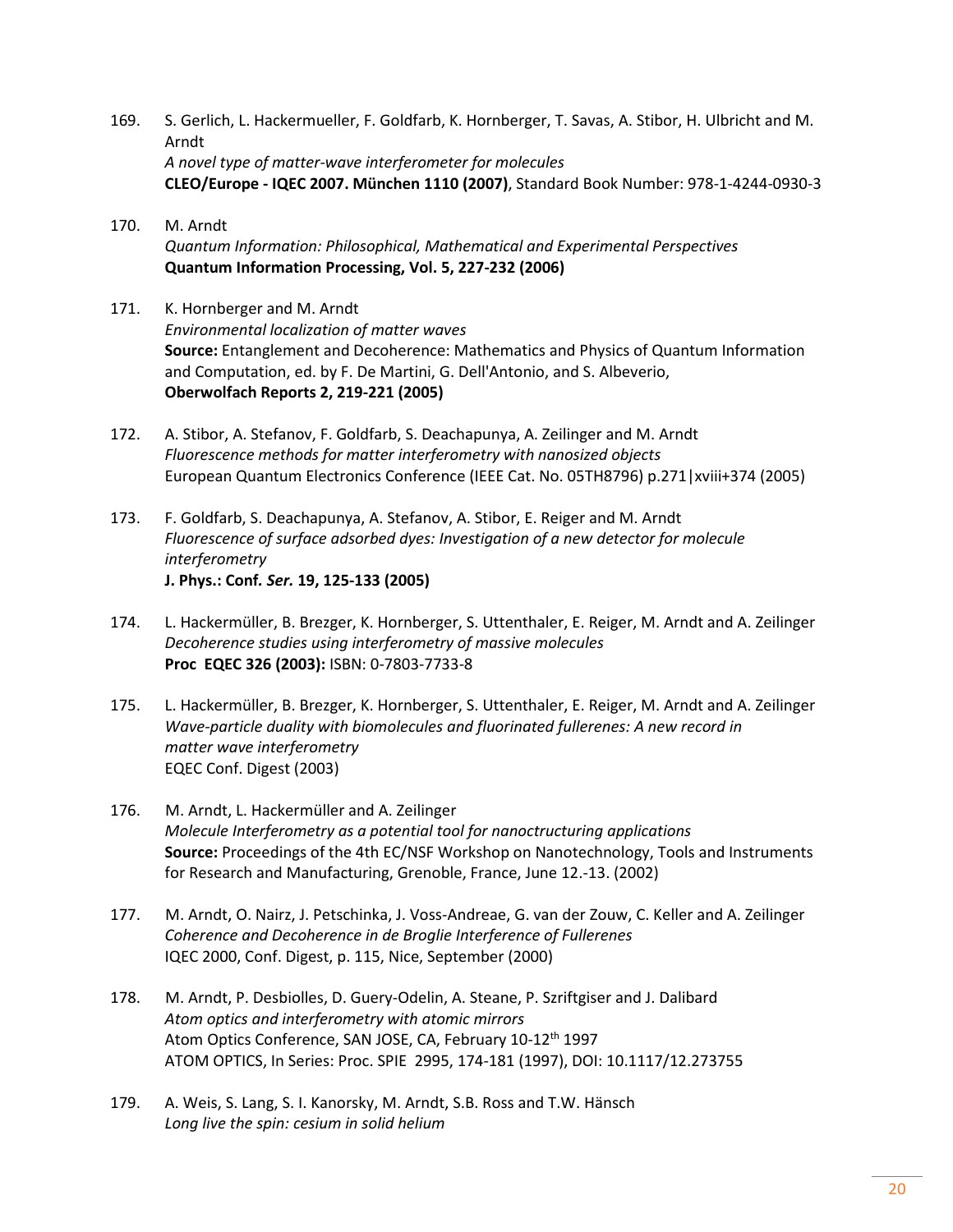169. S. Gerlich, L. Hackermueller, F. Goldfarb, K. Hornberger, T. Savas, A. Stibor, H. Ulbricht and M. Arndt
*A novel type of matter-wave interferometer for molecules*
**CLEO/Europe - IQEC 2007. München 1110 (2007)**, Standard Book Number: 978-1-4244-0930-3

170. M. Arndt
*Quantum Information: Philosophical, Mathematical and Experimental Perspectives*
**Quantum Information Processing, Vol. 5, 227-232 (2006)**

171. K. Hornberger and M. Arndt
*Environmental localization of matter waves*
**Source:** Entanglement and Decoherence: Mathematics and Physics of Quantum Information and Computation, ed. by F. De Martini, G. Dell'Antonio, and S. Albeverio,
**Oberwolfach Reports 2, 219-221 (2005)**

172. A. Stibor, A. Stefanov, F. Goldfarb, S. Deachapunya, A. Zeilinger and M. Arndt
*Fluorescence methods for matter interferometry with nanosized objects*
European Quantum Electronics Conference (IEEE Cat. No. 05TH8796) p.271|xviii+374 (2005)

173. F. Goldfarb, S. Deachapunya, A. Stefanov, A. Stibor, E. Reiger and M. Arndt
*Fluorescence of surface adsorbed dyes: Investigation of a new detector for molecule interferometry*
**J. Phys.: Conf. *Ser.* 19, 125-133 (2005)**

174. L. Hackermüller, B. Brezger, K. Hornberger, S. Uttenthaler, E. Reiger, M. Arndt and A. Zeilinger
*Decoherence studies using interferometry of massive molecules*
**Proc EQEC 326 (2003):** ISBN: 0-7803-7733-8

175. L. Hackermüller, B. Brezger, K. Hornberger, S. Uttenthaler, E. Reiger, M. Arndt and A. Zeilinger
*Wave-particle duality with biomolecules and fluorinated fullerenes: A new record in matter wave interferometry*
EQEC Conf. Digest (2003)

176. M. Arndt, L. Hackermüller and A. Zeilinger
*Molecule Interferometry as a potential tool for nanoctructuring applications*
**Source:** Proceedings of the 4th EC/NSF Workshop on Nanotechnology, Tools and Instruments for Research and Manufacturing, Grenoble, France, June 12.-13. (2002)

177. M. Arndt, O. Nairz, J. Petschinka, J. Voss-Andreae, G. van der Zouw, C. Keller and A. Zeilinger
*Coherence and Decoherence in de Broglie Interference of Fullerenes*
IQEC 2000, Conf. Digest, p. 115, Nice, September (2000)

178. M. Arndt, P. Desbiolles, D. Guery-Odelin, A. Steane, P. Szriftgiser and J. Dalibard
*Atom optics and interferometry with atomic mirrors*
Atom Optics Conference, SAN JOSE, CA, February 10-12th 1997
ATOM OPTICS, In Series: Proc. SPIE 2995, 174-181 (1997), DOI: 10.1117/12.273755

179. A. Weis, S. Lang, S. I. Kanorsky, M. Arndt, S.B. Ross and T.W. Hänsch
*Long live the spin: cesium in solid helium*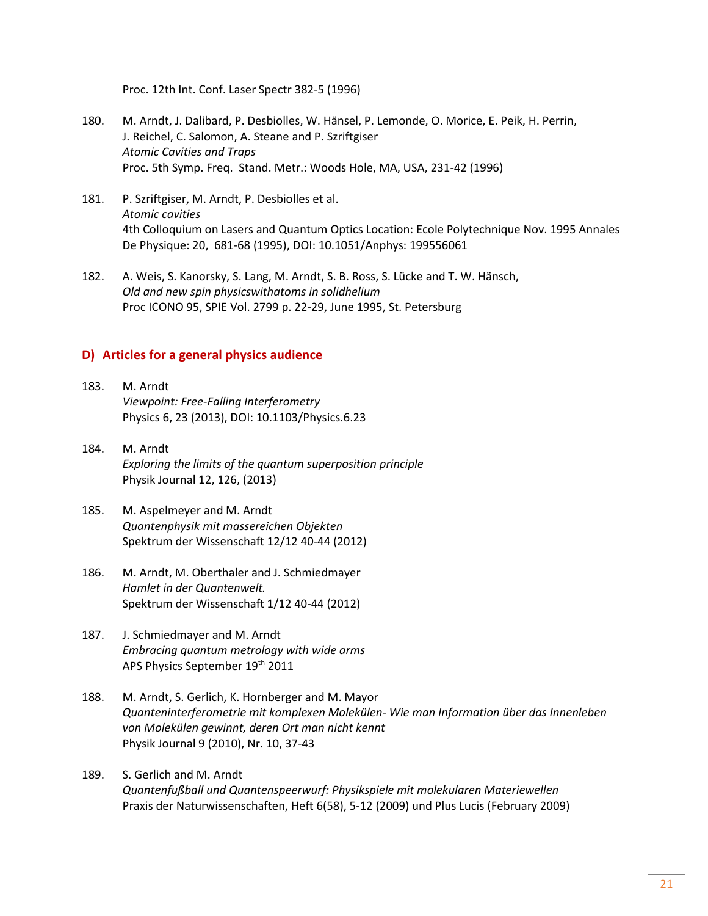Proc. 12th Int. Conf. Laser Spectr 382-5 (1996)

180. M. Arndt, J. Dalibard, P. Desbiolles, W. Hänsel, P. Lemonde, O. Morice, E. Peik, H. Perrin, J. Reichel, C. Salomon, A. Steane and P. Szriftgiser
*Atomic Cavities and Traps*
Proc. 5th Symp. Freq. Stand. Metr.: Woods Hole, MA, USA, 231-42 (1996)

181. P. Szriftgiser, M. Arndt, P. Desbiolles et al.
*Atomic cavities*
4th Colloquium on Lasers and Quantum Optics Location: Ecole Polytechnique Nov. 1995 Annales De Physique: 20, 681-68 (1995), DOI: 10.1051/Anphys: 199556061

182. A. Weis, S. Kanorsky, S. Lang, M. Arndt, S. B. Ross, S. Lücke and T. W. Hänsch,
*Old and new spin physicswithatoms in solidhelium*
Proc ICONO 95, SPIE Vol. 2799 p. 22-29, June 1995, St. Petersburg

## D) Articles for a general physics audience

183. M. Arndt
*Viewpoint: Free-Falling Interferometry*
Physics 6, 23 (2013), DOI: 10.1103/Physics.6.23

184. M. Arndt
*Exploring the limits of the quantum superposition principle*
Physik Journal 12, 126, (2013)

185. M. Aspelmeyer and M. Arndt
*Quantenphysik mit massereichen Objekten*
Spektrum der Wissenschaft 12/12 40-44 (2012)

186. M. Arndt, M. Oberthaler and J. Schmiedmayer
*Hamlet in der Quantenwelt.*
Spektrum der Wissenschaft 1/12 40-44 (2012)

187. J. Schmiedmayer and M. Arndt
*Embracing quantum metrology with wide arms*
APS Physics September 19th 2011

188. M. Arndt, S. Gerlich, K. Hornberger and M. Mayor
*Quanteninterferometrie mit komplexen Molekülen- Wie man Information über das Innenleben von Molekülen gewinnt, deren Ort man nicht kennt*
Physik Journal 9 (2010), Nr. 10, 37-43

189. S. Gerlich and M. Arndt
*Quantenfußball und Quantenspeerwurf: Physikspiele mit molekularen Materiewellen*
Praxis der Naturwissenschaften, Heft 6(58), 5-12 (2009) und Plus Lucis (February 2009)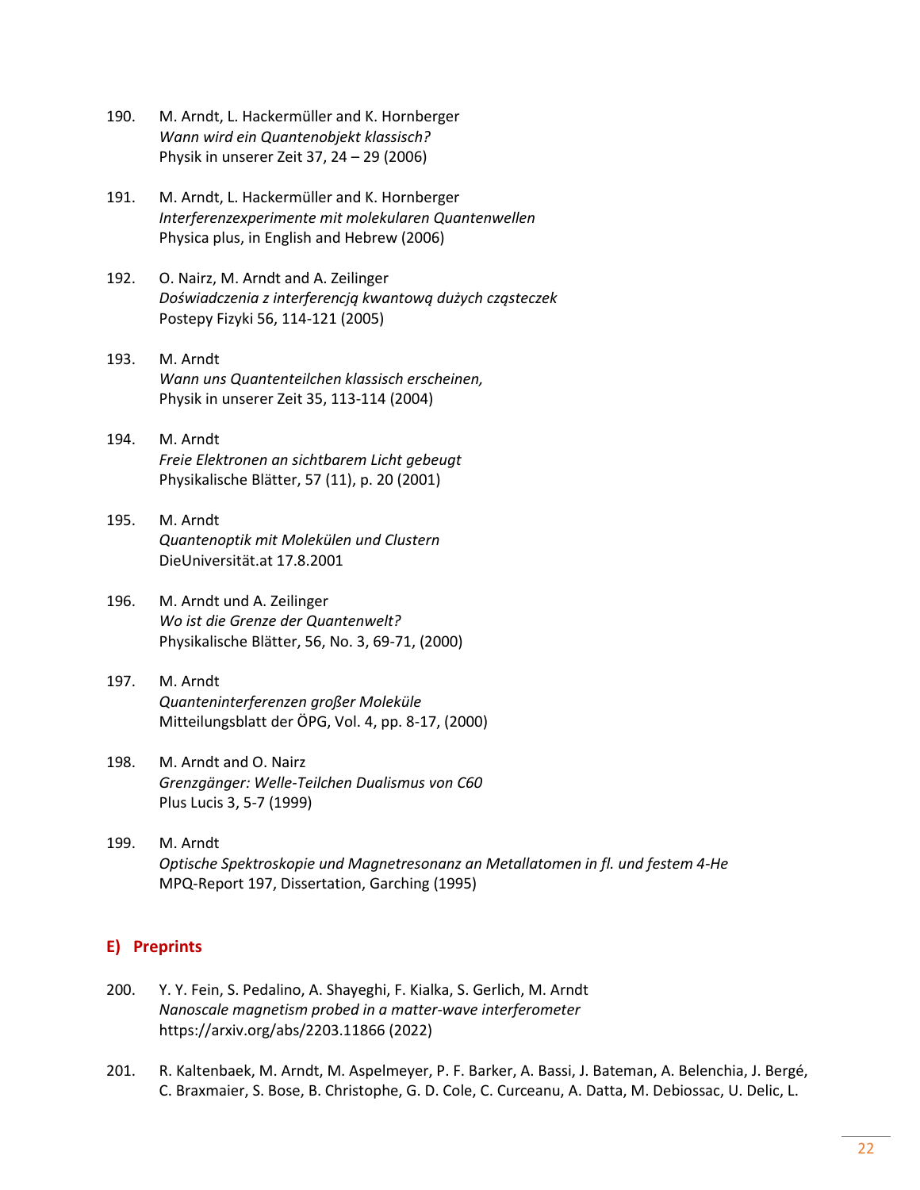190. M. Arndt, L. Hackermüller and K. Hornberger
*Wann wird ein Quantenobjekt klassisch?*
Physik in unserer Zeit 37, 24 – 29 (2006)

191. M. Arndt, L. Hackermüller and K. Hornberger
*Interferenzexperimente mit molekularen Quantenwellen*
Physica plus, in English and Hebrew (2006)

192. O. Nairz, M. Arndt and A. Zeilinger
*Doświadczenia z interferencją kwantową dużych cząsteczek*
Postepy Fizyki 56, 114-121 (2005)

193. M. Arndt
*Wann uns Quantenteilchen klassisch erscheinen,*
Physik in unserer Zeit 35, 113-114 (2004)

194. M. Arndt
*Freie Elektronen an sichtbarem Licht gebeugt*
Physikalische Blätter, 57 (11), p. 20 (2001)

195. M. Arndt
*Quantenoptik mit Molekülen und Clustern*
DieUniversität.at 17.8.2001

196. M. Arndt und A. Zeilinger
*Wo ist die Grenze der Quantenwelt?*
Physikalische Blätter, 56, No. 3, 69-71, (2000)

197. M. Arndt
*Quanteninterferenzen großer Moleküle*
Mitteilungsblatt der ÖPG, Vol. 4, pp. 8-17, (2000)

198. M. Arndt and O. Nairz
*Grenzgänger: Welle-Teilchen Dualismus von C60*
Plus Lucis 3, 5-7 (1999)

199. M. Arndt
*Optische Spektroskopie und Magnetresonanz an Metallatomen in fl. und festem 4-He*
MPQ-Report 197, Dissertation, Garching (1995)

## E) Preprints

200. Y. Y. Fein, S. Pedalino, A. Shayeghi, F. Kialka, S. Gerlich, M. Arndt
*Nanoscale magnetism probed in a matter-wave interferometer*
https://arxiv.org/abs/2203.11866 (2022)

201. R. Kaltenbaek, M. Arndt, M. Aspelmeyer, P. F. Barker, A. Bassi, J. Bateman, A. Belenchia, J. Bergé, C. Braxmaier, S. Bose, B. Christophe, G. D. Cole, C. Curceanu, A. Datta, M. Debiossac, U. Delic, L.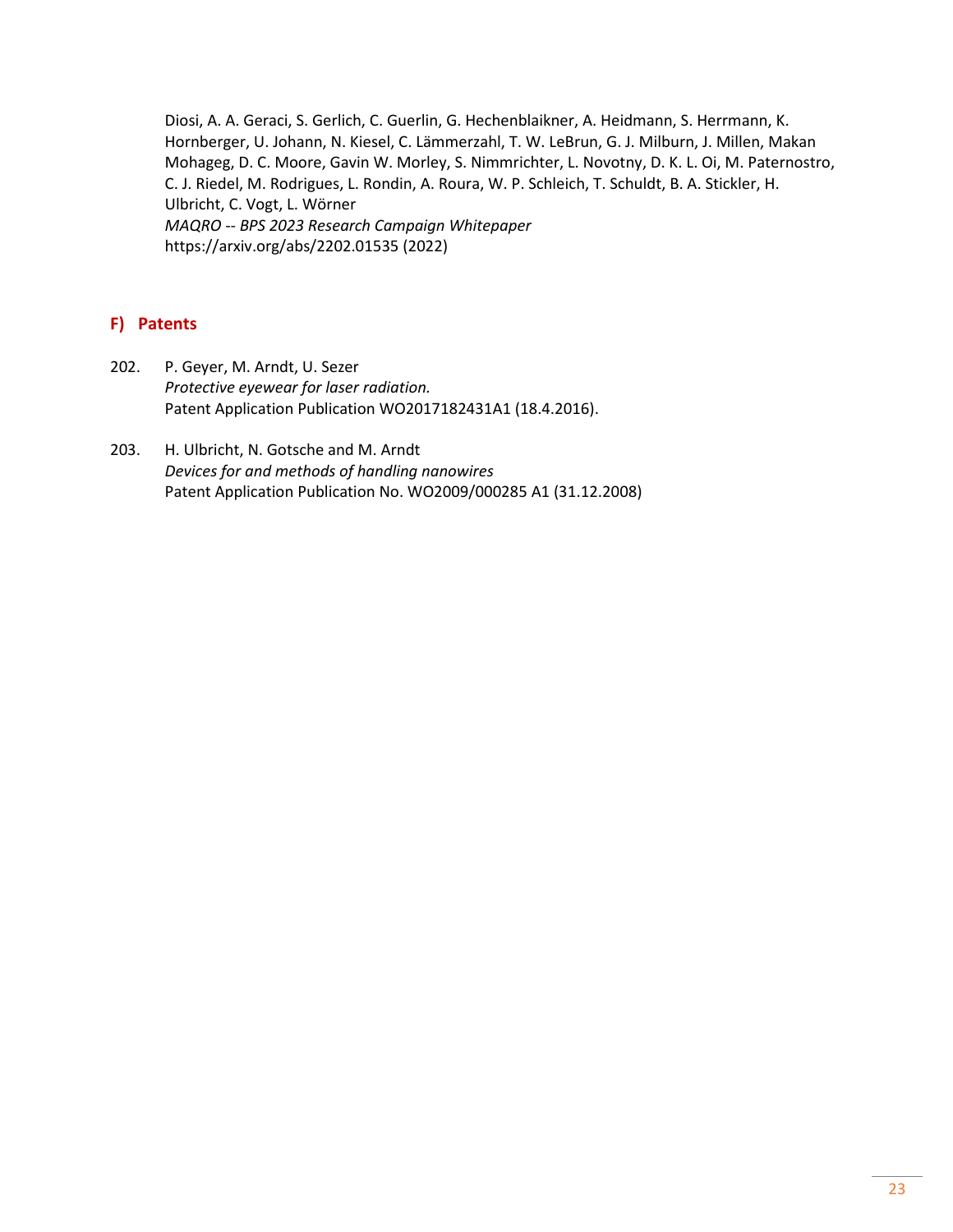Diosi, A. A. Geraci, S. Gerlich, C. Guerlin, G. Hechenblaikner, A. Heidmann, S. Herrmann, K. Hornberger, U. Johann, N. Kiesel, C. Lämmerzahl, T. W. LeBrun, G. J. Milburn, J. Millen, Makan Mohageg, D. C. Moore, Gavin W. Morley, S. Nimmrichter, L. Novotny, D. K. L. Oi, M. Paternostro, C. J. Riedel, M. Rodrigues, L. Rondin, A. Roura, W. P. Schleich, T. Schuldt, B. A. Stickler, H. Ulbricht, C. Vogt, L. Wörner
*MAQRO -- BPS 2023 Research Campaign Whitepaper*
https://arxiv.org/abs/2202.01535 (2022)

## F) Patents

202. P. Geyer, M. Arndt, U. Sezer
*Protective eyewear for laser radiation.*
Patent Application Publication WO2017182431A1 (18.4.2016).

203. H. Ulbricht, N. Gotsche and M. Arndt
*Devices for and methods of handling nanowires*
Patent Application Publication No. WO2009/000285 A1 (31.12.2008)